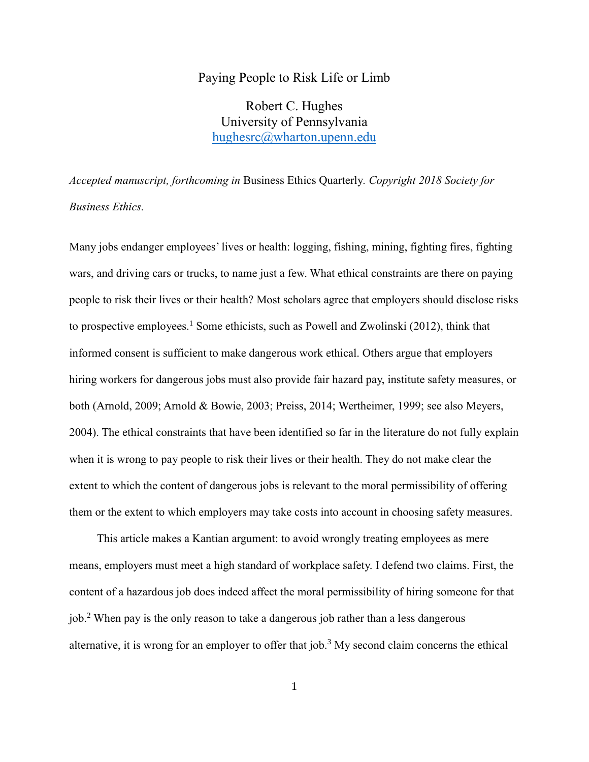# Paying People to Risk Life or Limb

Robert C. Hughes
University of Pennsylvania
hughesrc@wharton.upenn.edu

*Accepted manuscript, forthcoming in* Business Ethics Quarterly. *Copyright 2018 Society for Business Ethics.*

Many jobs endanger employees' lives or health: logging, fishing, mining, fighting fires, fighting wars, and driving cars or trucks, to name just a few. What ethical constraints are there on paying people to risk their lives or their health? Most scholars agree that employers should disclose risks to prospective employees.[1] Some ethicists, such as Powell and Zwolinski (2012), think that informed consent is sufficient to make dangerous work ethical. Others argue that employers hiring workers for dangerous jobs must also provide fair hazard pay, institute safety measures, or both (Arnold, 2009; Arnold & Bowie, 2003; Preiss, 2014; Wertheimer, 1999; see also Meyers, 2004). The ethical constraints that have been identified so far in the literature do not fully explain when it is wrong to pay people to risk their lives or their health. They do not make clear the extent to which the content of dangerous jobs is relevant to the moral permissibility of offering them or the extent to which employers may take costs into account in choosing safety measures.

This article makes a Kantian argument: to avoid wrongly treating employees as mere means, employers must meet a high standard of workplace safety. I defend two claims. First, the content of a hazardous job does indeed affect the moral permissibility of hiring someone for that job.[2] When pay is the only reason to take a dangerous job rather than a less dangerous alternative, it is wrong for an employer to offer that job.[3] My second claim concerns the ethical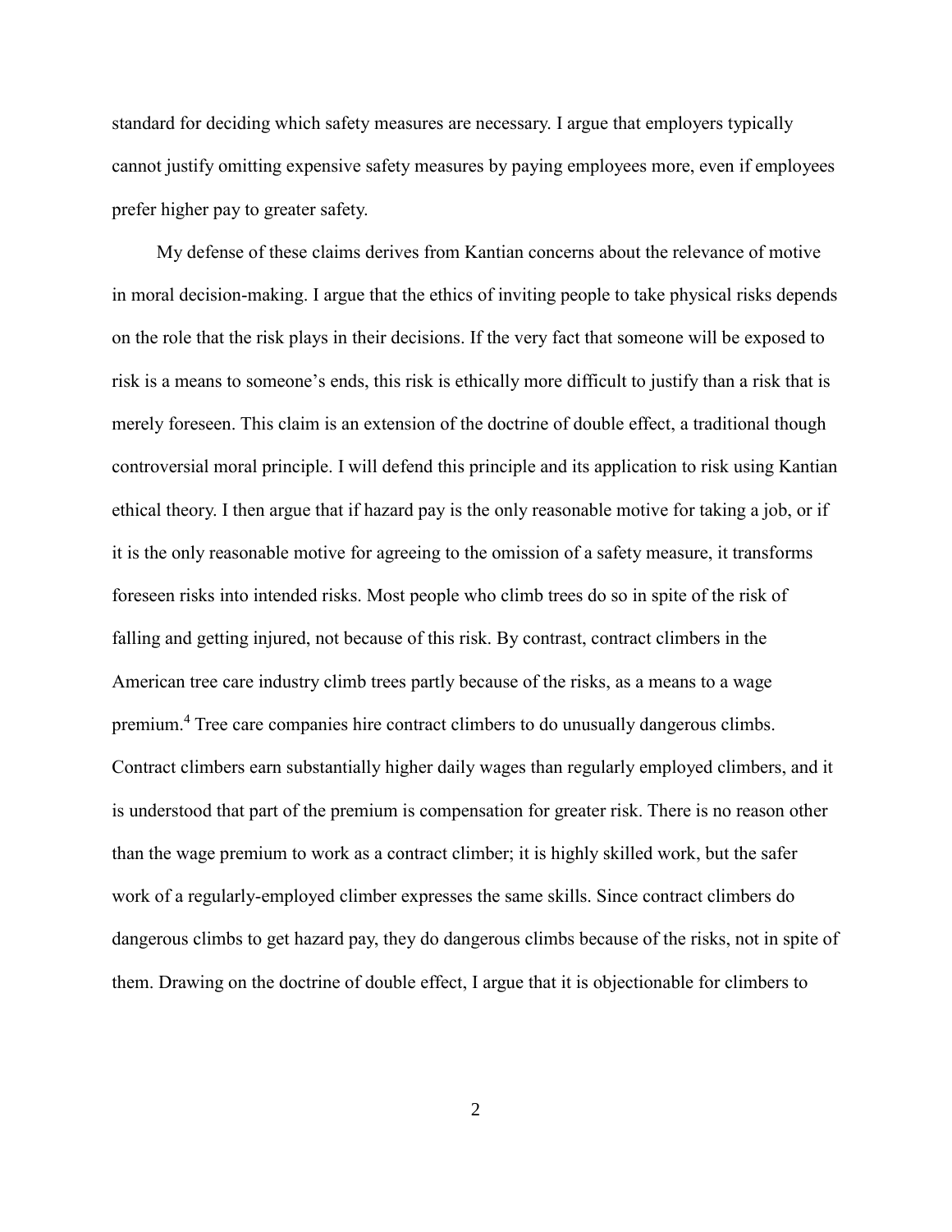standard for deciding which safety measures are necessary. I argue that employers typically cannot justify omitting expensive safety measures by paying employees more, even if employees prefer higher pay to greater safety.

My defense of these claims derives from Kantian concerns about the relevance of motive in moral decision-making. I argue that the ethics of inviting people to take physical risks depends on the role that the risk plays in their decisions. If the very fact that someone will be exposed to risk is a means to someone's ends, this risk is ethically more difficult to justify than a risk that is merely foreseen. This claim is an extension of the doctrine of double effect, a traditional though controversial moral principle. I will defend this principle and its application to risk using Kantian ethical theory. I then argue that if hazard pay is the only reasonable motive for taking a job, or if it is the only reasonable motive for agreeing to the omission of a safety measure, it transforms foreseen risks into intended risks. Most people who climb trees do so in spite of the risk of falling and getting injured, not because of this risk. By contrast, contract climbers in the American tree care industry climb trees partly because of the risks, as a means to a wage premium.[4] Tree care companies hire contract climbers to do unusually dangerous climbs. Contract climbers earn substantially higher daily wages than regularly employed climbers, and it is understood that part of the premium is compensation for greater risk. There is no reason other than the wage premium to work as a contract climber; it is highly skilled work, but the safer work of a regularly-employed climber expresses the same skills. Since contract climbers do dangerous climbs to get hazard pay, they do dangerous climbs because of the risks, not in spite of them. Drawing on the doctrine of double effect, I argue that it is objectionable for climbers to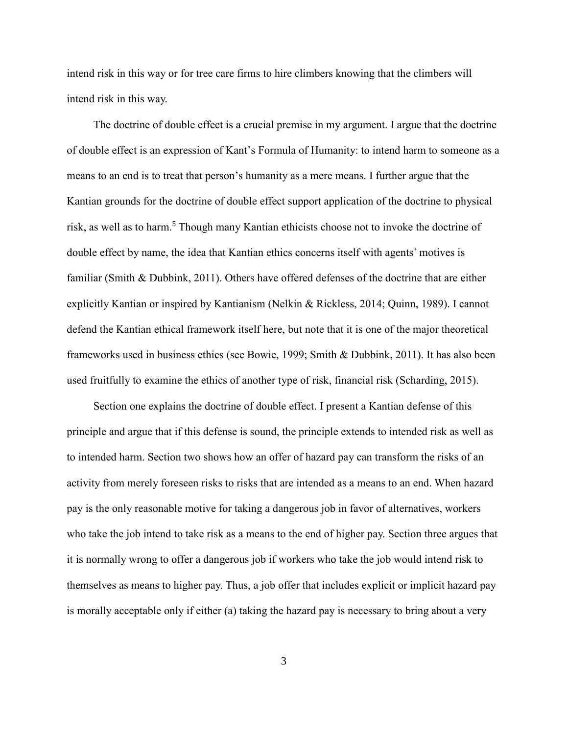intend risk in this way or for tree care firms to hire climbers knowing that the climbers will intend risk in this way.

The doctrine of double effect is a crucial premise in my argument. I argue that the doctrine of double effect is an expression of Kant's Formula of Humanity: to intend harm to someone as a means to an end is to treat that person's humanity as a mere means. I further argue that the Kantian grounds for the doctrine of double effect support application of the doctrine to physical risk, as well as to harm.[5] Though many Kantian ethicists choose not to invoke the doctrine of double effect by name, the idea that Kantian ethics concerns itself with agents' motives is familiar (Smith & Dubbink, 2011). Others have offered defenses of the doctrine that are either explicitly Kantian or inspired by Kantianism (Nelkin & Rickless, 2014; Quinn, 1989). I cannot defend the Kantian ethical framework itself here, but note that it is one of the major theoretical frameworks used in business ethics (see Bowie, 1999; Smith & Dubbink, 2011). It has also been used fruitfully to examine the ethics of another type of risk, financial risk (Scharding, 2015).

Section one explains the doctrine of double effect. I present a Kantian defense of this principle and argue that if this defense is sound, the principle extends to intended risk as well as to intended harm. Section two shows how an offer of hazard pay can transform the risks of an activity from merely foreseen risks to risks that are intended as a means to an end. When hazard pay is the only reasonable motive for taking a dangerous job in favor of alternatives, workers who take the job intend to take risk as a means to the end of higher pay. Section three argues that it is normally wrong to offer a dangerous job if workers who take the job would intend risk to themselves as means to higher pay. Thus, a job offer that includes explicit or implicit hazard pay is morally acceptable only if either (a) taking the hazard pay is necessary to bring about a very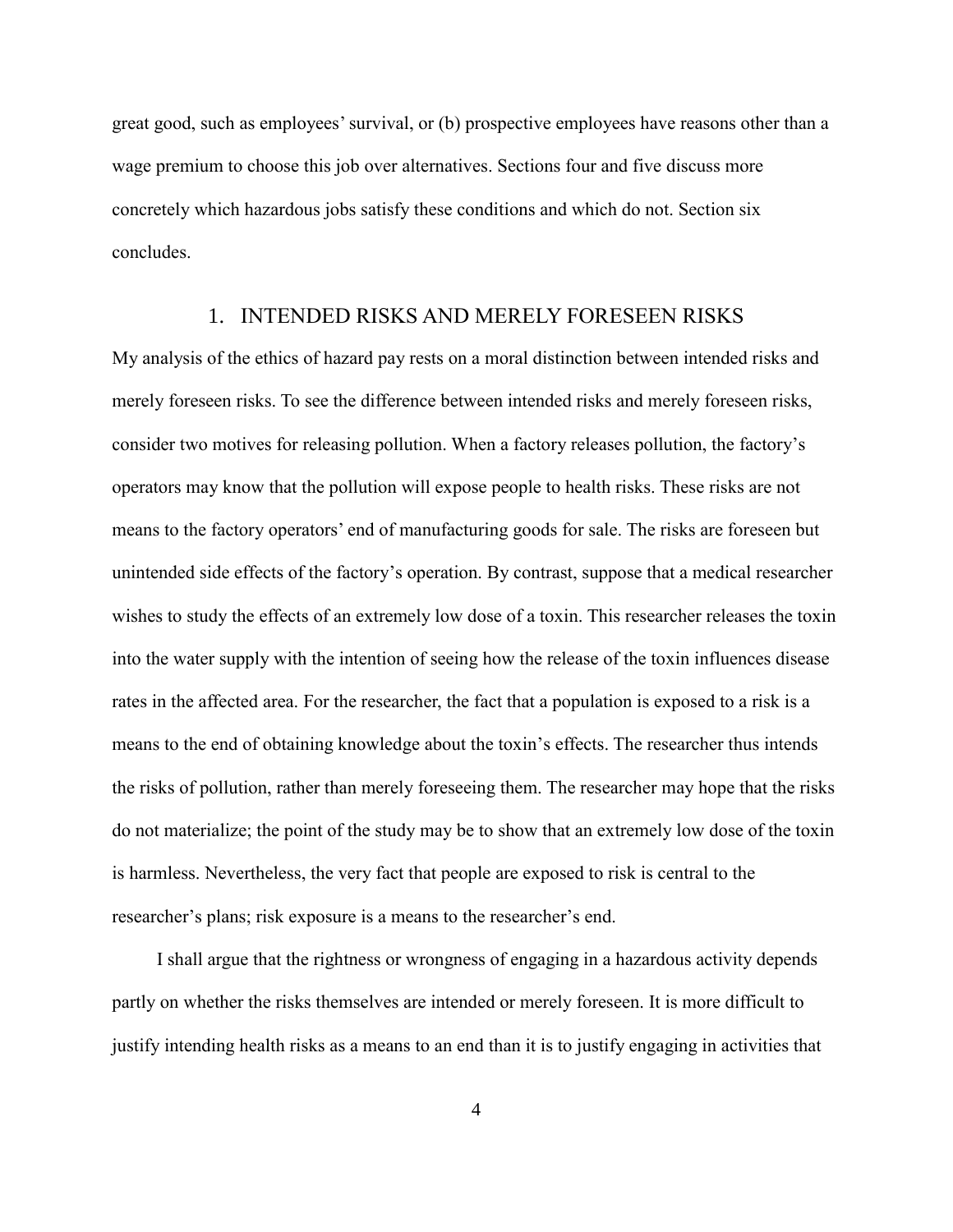great good, such as employees' survival, or (b) prospective employees have reasons other than a wage premium to choose this job over alternatives. Sections four and five discuss more concretely which hazardous jobs satisfy these conditions and which do not. Section six concludes.

## 1. INTENDED RISKS AND MERELY FORESEEN RISKS

My analysis of the ethics of hazard pay rests on a moral distinction between intended risks and merely foreseen risks. To see the difference between intended risks and merely foreseen risks, consider two motives for releasing pollution. When a factory releases pollution, the factory's operators may know that the pollution will expose people to health risks. These risks are not means to the factory operators' end of manufacturing goods for sale. The risks are foreseen but unintended side effects of the factory's operation. By contrast, suppose that a medical researcher wishes to study the effects of an extremely low dose of a toxin. This researcher releases the toxin into the water supply with the intention of seeing how the release of the toxin influences disease rates in the affected area. For the researcher, the fact that a population is exposed to a risk is a means to the end of obtaining knowledge about the toxin's effects. The researcher thus intends the risks of pollution, rather than merely foreseeing them. The researcher may hope that the risks do not materialize; the point of the study may be to show that an extremely low dose of the toxin is harmless. Nevertheless, the very fact that people are exposed to risk is central to the researcher's plans; risk exposure is a means to the researcher's end.

I shall argue that the rightness or wrongness of engaging in a hazardous activity depends partly on whether the risks themselves are intended or merely foreseen. It is more difficult to justify intending health risks as a means to an end than it is to justify engaging in activities that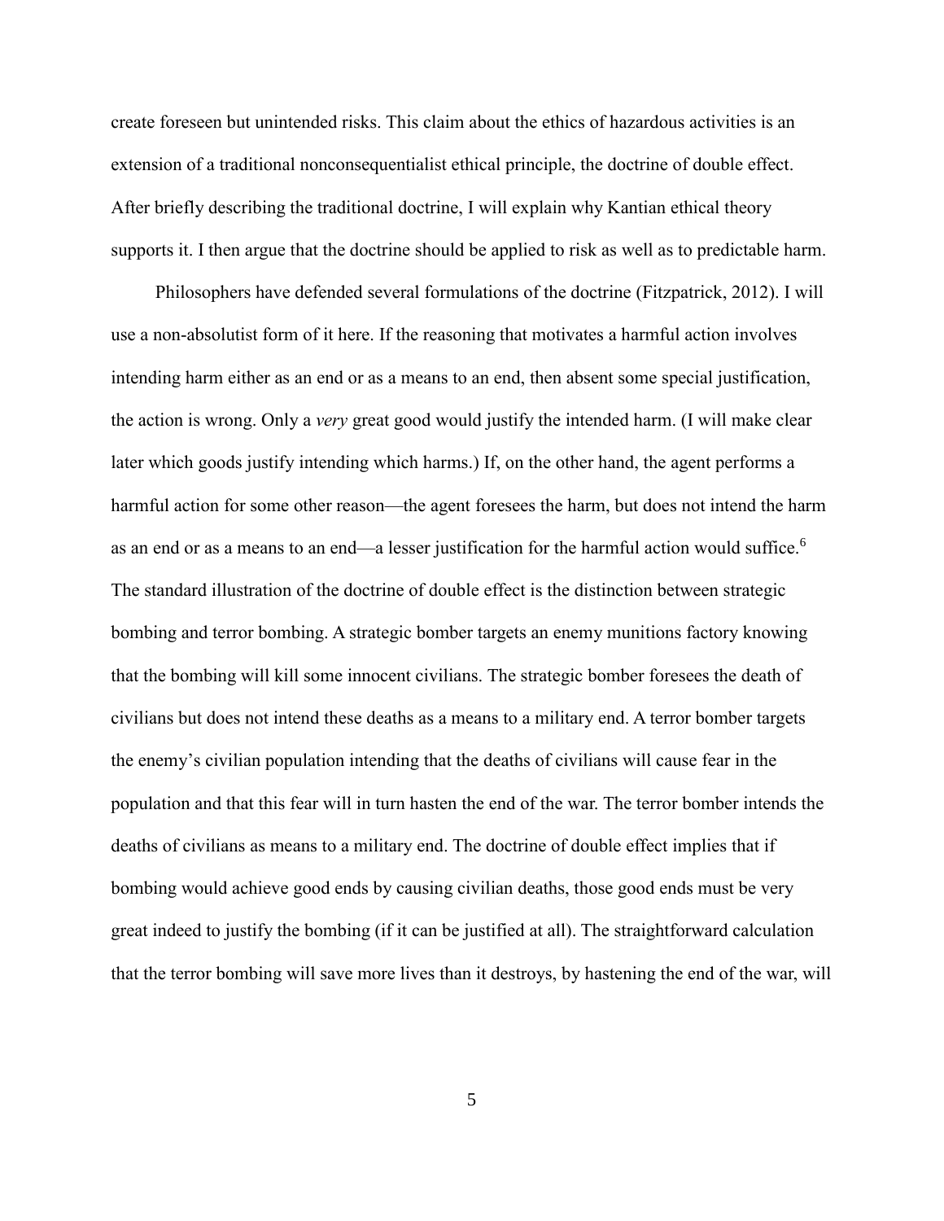create foreseen but unintended risks. This claim about the ethics of hazardous activities is an extension of a traditional nonconsequentialist ethical principle, the doctrine of double effect. After briefly describing the traditional doctrine, I will explain why Kantian ethical theory supports it. I then argue that the doctrine should be applied to risk as well as to predictable harm.

Philosophers have defended several formulations of the doctrine (Fitzpatrick, 2012). I will use a non-absolutist form of it here. If the reasoning that motivates a harmful action involves intending harm either as an end or as a means to an end, then absent some special justification, the action is wrong. Only a *very* great good would justify the intended harm. (I will make clear later which goods justify intending which harms.) If, on the other hand, the agent performs a harmful action for some other reason—the agent foresees the harm, but does not intend the harm as an end or as a means to an end—a lesser justification for the harmful action would suffice.[6] The standard illustration of the doctrine of double effect is the distinction between strategic bombing and terror bombing. A strategic bomber targets an enemy munitions factory knowing that the bombing will kill some innocent civilians. The strategic bomber foresees the death of civilians but does not intend these deaths as a means to a military end. A terror bomber targets the enemy's civilian population intending that the deaths of civilians will cause fear in the population and that this fear will in turn hasten the end of the war. The terror bomber intends the deaths of civilians as means to a military end. The doctrine of double effect implies that if bombing would achieve good ends by causing civilian deaths, those good ends must be very great indeed to justify the bombing (if it can be justified at all). The straightforward calculation that the terror bombing will save more lives than it destroys, by hastening the end of the war, will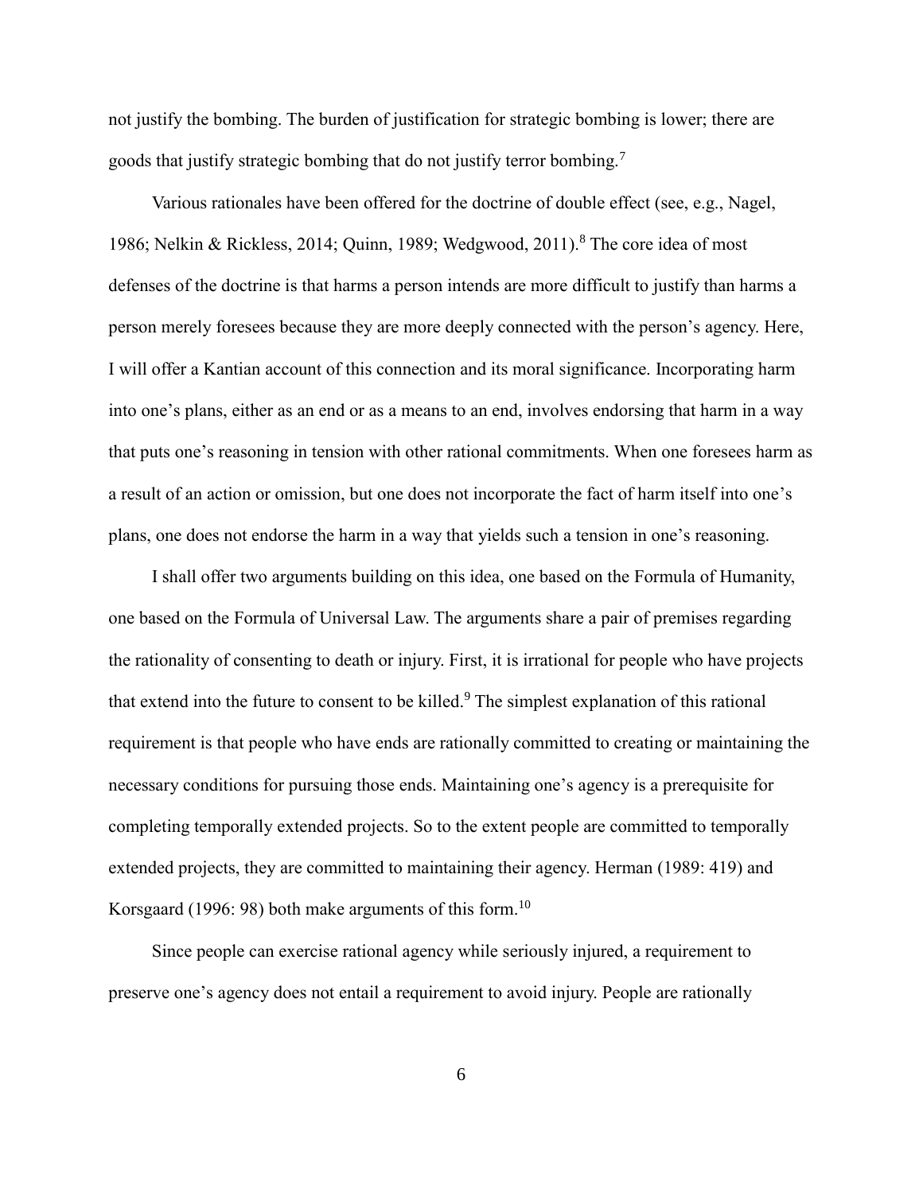not justify the bombing. The burden of justification for strategic bombing is lower; there are goods that justify strategic bombing that do not justify terror bombing.[7]

Various rationales have been offered for the doctrine of double effect (see, e.g., Nagel, 1986; Nelkin & Rickless, 2014; Quinn, 1989; Wedgwood, 2011).[8] The core idea of most defenses of the doctrine is that harms a person intends are more difficult to justify than harms a person merely foresees because they are more deeply connected with the person's agency. Here, I will offer a Kantian account of this connection and its moral significance. Incorporating harm into one's plans, either as an end or as a means to an end, involves endorsing that harm in a way that puts one's reasoning in tension with other rational commitments. When one foresees harm as a result of an action or omission, but one does not incorporate the fact of harm itself into one's plans, one does not endorse the harm in a way that yields such a tension in one's reasoning.

I shall offer two arguments building on this idea, one based on the Formula of Humanity, one based on the Formula of Universal Law. The arguments share a pair of premises regarding the rationality of consenting to death or injury. First, it is irrational for people who have projects that extend into the future to consent to be killed.[9] The simplest explanation of this rational requirement is that people who have ends are rationally committed to creating or maintaining the necessary conditions for pursuing those ends. Maintaining one's agency is a prerequisite for completing temporally extended projects. So to the extent people are committed to temporally extended projects, they are committed to maintaining their agency. Herman (1989: 419) and Korsgaard (1996: 98) both make arguments of this form.[10]

Since people can exercise rational agency while seriously injured, a requirement to preserve one's agency does not entail a requirement to avoid injury. People are rationally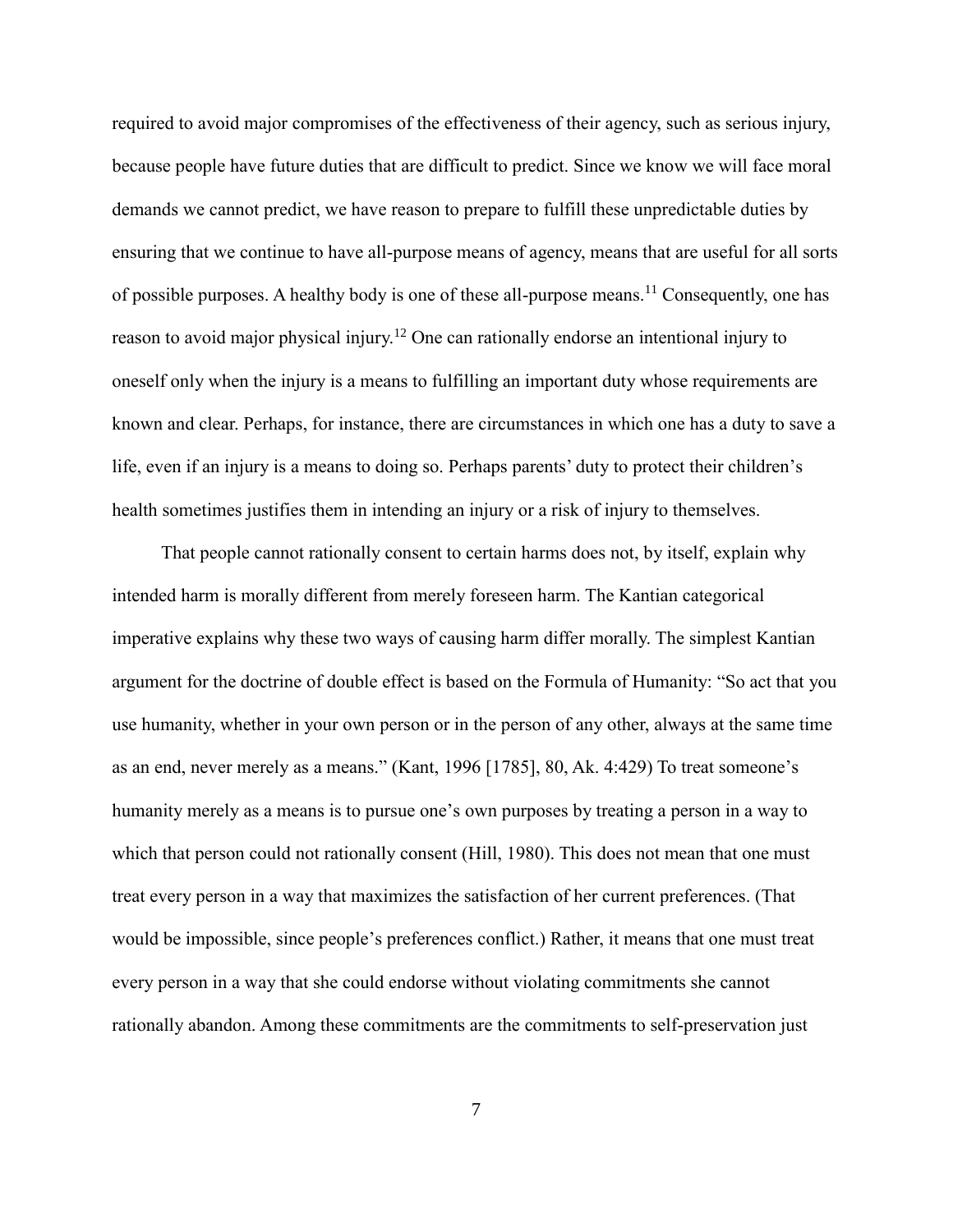required to avoid major compromises of the effectiveness of their agency, such as serious injury, because people have future duties that are difficult to predict. Since we know we will face moral demands we cannot predict, we have reason to prepare to fulfill these unpredictable duties by ensuring that we continue to have all-purpose means of agency, means that are useful for all sorts of possible purposes. A healthy body is one of these all-purpose means.[11] Consequently, one has reason to avoid major physical injury.[12] One can rationally endorse an intentional injury to oneself only when the injury is a means to fulfilling an important duty whose requirements are known and clear. Perhaps, for instance, there are circumstances in which one has a duty to save a life, even if an injury is a means to doing so. Perhaps parents' duty to protect their children's health sometimes justifies them in intending an injury or a risk of injury to themselves.

That people cannot rationally consent to certain harms does not, by itself, explain why intended harm is morally different from merely foreseen harm. The Kantian categorical imperative explains why these two ways of causing harm differ morally. The simplest Kantian argument for the doctrine of double effect is based on the Formula of Humanity: "So act that you use humanity, whether in your own person or in the person of any other, always at the same time as an end, never merely as a means." (Kant, 1996 [1785], 80, Ak. 4:429) To treat someone's humanity merely as a means is to pursue one's own purposes by treating a person in a way to which that person could not rationally consent (Hill, 1980). This does not mean that one must treat every person in a way that maximizes the satisfaction of her current preferences. (That would be impossible, since people's preferences conflict.) Rather, it means that one must treat every person in a way that she could endorse without violating commitments she cannot rationally abandon. Among these commitments are the commitments to self-preservation just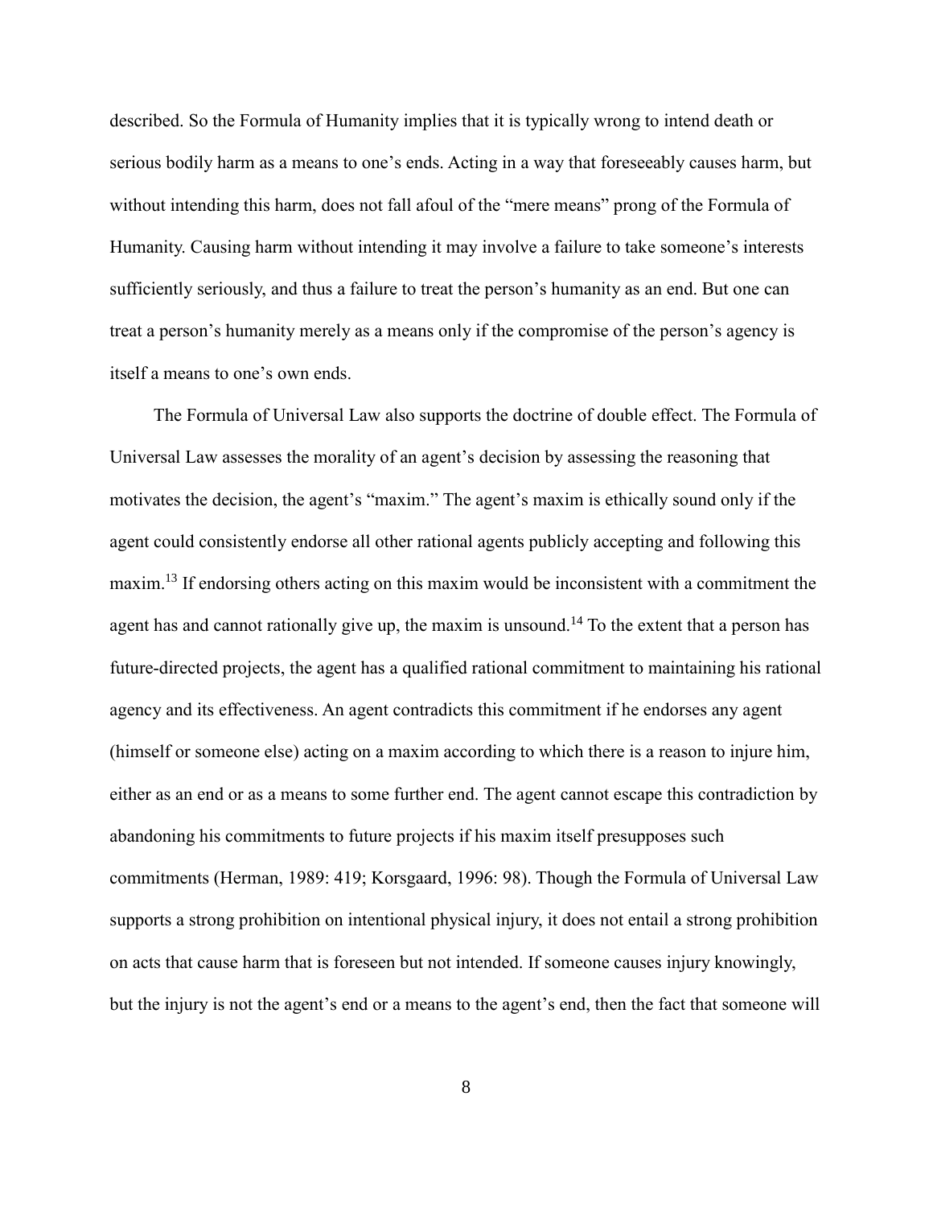described. So the Formula of Humanity implies that it is typically wrong to intend death or serious bodily harm as a means to one's ends. Acting in a way that foreseeably causes harm, but without intending this harm, does not fall afoul of the "mere means" prong of the Formula of Humanity. Causing harm without intending it may involve a failure to take someone's interests sufficiently seriously, and thus a failure to treat the person's humanity as an end. But one can treat a person's humanity merely as a means only if the compromise of the person's agency is itself a means to one's own ends.

The Formula of Universal Law also supports the doctrine of double effect. The Formula of Universal Law assesses the morality of an agent's decision by assessing the reasoning that motivates the decision, the agent's "maxim." The agent's maxim is ethically sound only if the agent could consistently endorse all other rational agents publicly accepting and following this maxim.[13] If endorsing others acting on this maxim would be inconsistent with a commitment the agent has and cannot rationally give up, the maxim is unsound.[14] To the extent that a person has future-directed projects, the agent has a qualified rational commitment to maintaining his rational agency and its effectiveness. An agent contradicts this commitment if he endorses any agent (himself or someone else) acting on a maxim according to which there is a reason to injure him, either as an end or as a means to some further end. The agent cannot escape this contradiction by abandoning his commitments to future projects if his maxim itself presupposes such commitments (Herman, 1989: 419; Korsgaard, 1996: 98). Though the Formula of Universal Law supports a strong prohibition on intentional physical injury, it does not entail a strong prohibition on acts that cause harm that is foreseen but not intended. If someone causes injury knowingly, but the injury is not the agent's end or a means to the agent's end, then the fact that someone will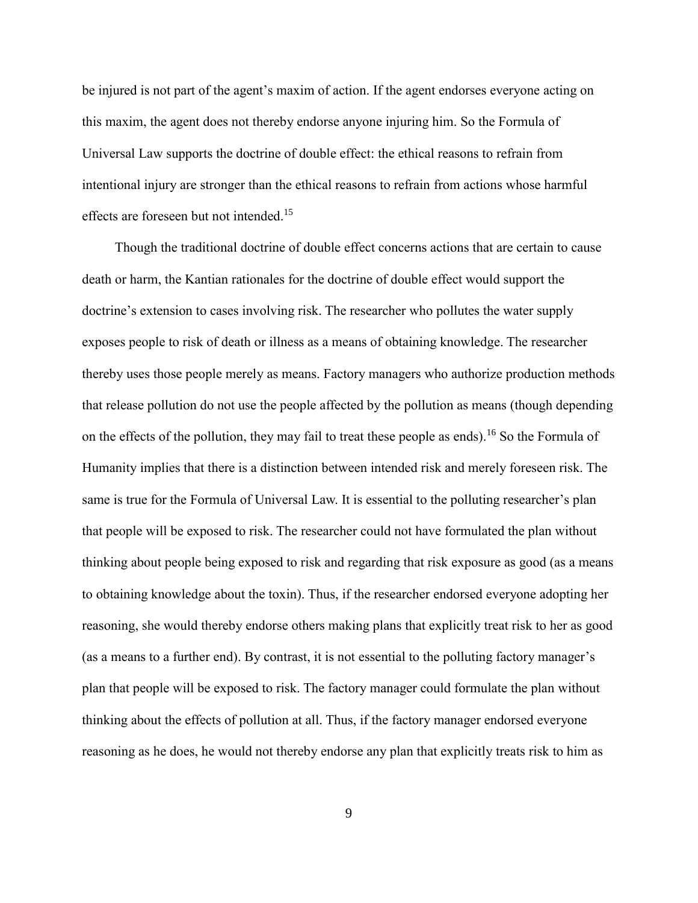be injured is not part of the agent's maxim of action. If the agent endorses everyone acting on this maxim, the agent does not thereby endorse anyone injuring him. So the Formula of Universal Law supports the doctrine of double effect: the ethical reasons to refrain from intentional injury are stronger than the ethical reasons to refrain from actions whose harmful effects are foreseen but not intended.[15]

Though the traditional doctrine of double effect concerns actions that are certain to cause death or harm, the Kantian rationales for the doctrine of double effect would support the doctrine's extension to cases involving risk. The researcher who pollutes the water supply exposes people to risk of death or illness as a means of obtaining knowledge. The researcher thereby uses those people merely as means. Factory managers who authorize production methods that release pollution do not use the people affected by the pollution as means (though depending on the effects of the pollution, they may fail to treat these people as ends).[16] So the Formula of Humanity implies that there is a distinction between intended risk and merely foreseen risk. The same is true for the Formula of Universal Law. It is essential to the polluting researcher's plan that people will be exposed to risk. The researcher could not have formulated the plan without thinking about people being exposed to risk and regarding that risk exposure as good (as a means to obtaining knowledge about the toxin). Thus, if the researcher endorsed everyone adopting her reasoning, she would thereby endorse others making plans that explicitly treat risk to her as good (as a means to a further end). By contrast, it is not essential to the polluting factory manager's plan that people will be exposed to risk. The factory manager could formulate the plan without thinking about the effects of pollution at all. Thus, if the factory manager endorsed everyone reasoning as he does, he would not thereby endorse any plan that explicitly treats risk to him as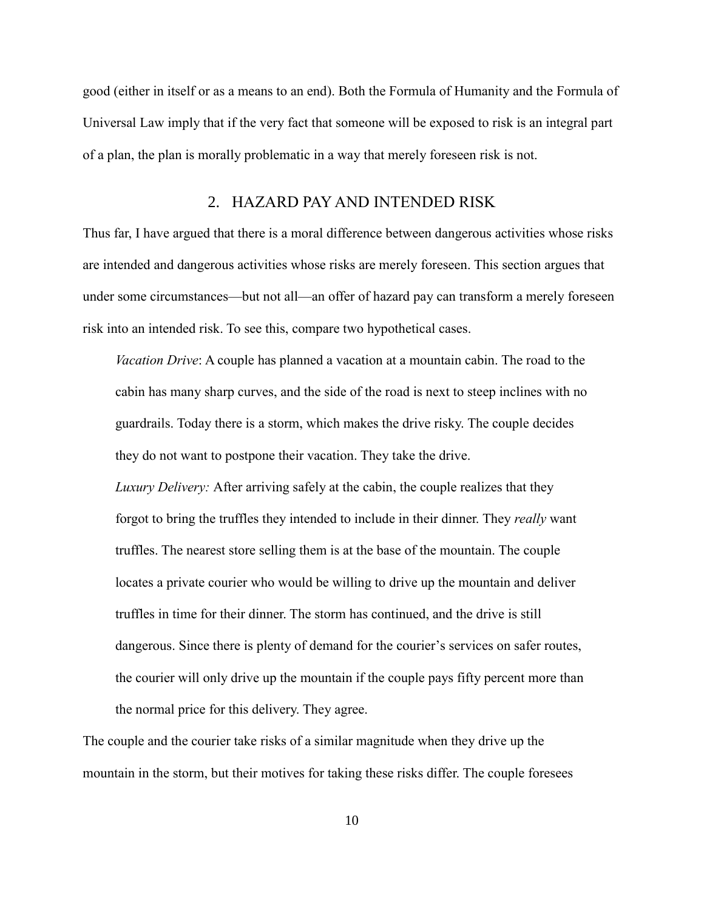good (either in itself or as a means to an end). Both the Formula of Humanity and the Formula of Universal Law imply that if the very fact that someone will be exposed to risk is an integral part of a plan, the plan is morally problematic in a way that merely foreseen risk is not.

## 2. HAZARD PAY AND INTENDED RISK

Thus far, I have argued that there is a moral difference between dangerous activities whose risks are intended and dangerous activities whose risks are merely foreseen. This section argues that under some circumstances—but not all—an offer of hazard pay can transform a merely foreseen risk into an intended risk. To see this, compare two hypothetical cases.

> *Vacation Drive*: A couple has planned a vacation at a mountain cabin. The road to the cabin has many sharp curves, and the side of the road is next to steep inclines with no guardrails. Today there is a storm, which makes the drive risky. The couple decides they do not want to postpone their vacation. They take the drive.
>
> *Luxury Delivery:* After arriving safely at the cabin, the couple realizes that they forgot to bring the truffles they intended to include in their dinner. They *really* want truffles. The nearest store selling them is at the base of the mountain. The couple locates a private courier who would be willing to drive up the mountain and deliver truffles in time for their dinner. The storm has continued, and the drive is still dangerous. Since there is plenty of demand for the courier's services on safer routes, the courier will only drive up the mountain if the couple pays fifty percent more than the normal price for this delivery. They agree.

The couple and the courier take risks of a similar magnitude when they drive up the mountain in the storm, but their motives for taking these risks differ. The couple foresees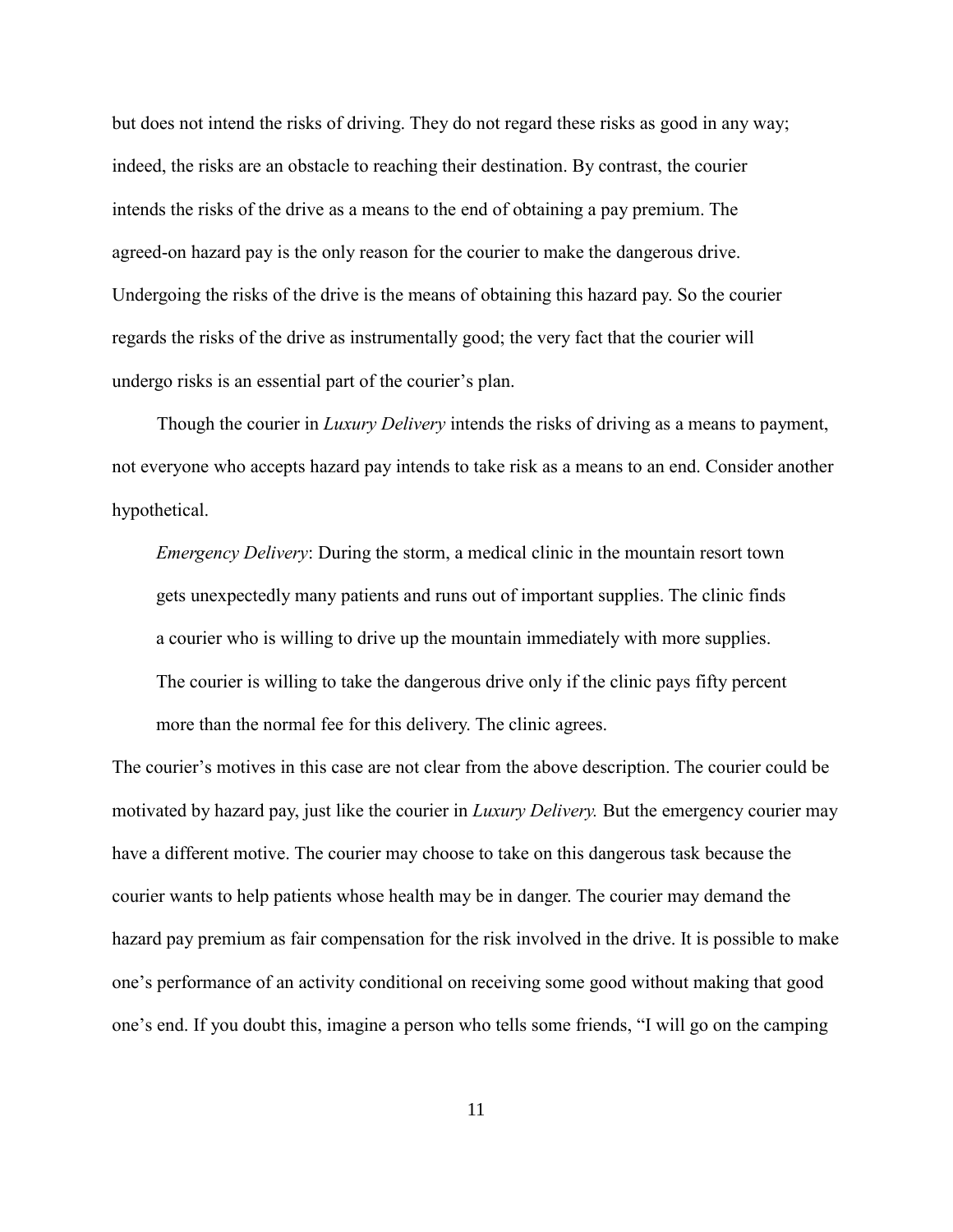but does not intend the risks of driving. They do not regard these risks as good in any way; indeed, the risks are an obstacle to reaching their destination. By contrast, the courier intends the risks of the drive as a means to the end of obtaining a pay premium. The agreed-on hazard pay is the only reason for the courier to make the dangerous drive. Undergoing the risks of the drive is the means of obtaining this hazard pay. So the courier regards the risks of the drive as instrumentally good; the very fact that the courier will undergo risks is an essential part of the courier's plan.

Though the courier in *Luxury Delivery* intends the risks of driving as a means to payment, not everyone who accepts hazard pay intends to take risk as a means to an end. Consider another hypothetical.

> *Emergency Delivery*: During the storm, a medical clinic in the mountain resort town gets unexpectedly many patients and runs out of important supplies. The clinic finds a courier who is willing to drive up the mountain immediately with more supplies. The courier is willing to take the dangerous drive only if the clinic pays fifty percent more than the normal fee for this delivery. The clinic agrees.

The courier's motives in this case are not clear from the above description. The courier could be motivated by hazard pay, just like the courier in *Luxury Delivery.* But the emergency courier may have a different motive. The courier may choose to take on this dangerous task because the courier wants to help patients whose health may be in danger. The courier may demand the hazard pay premium as fair compensation for the risk involved in the drive. It is possible to make one's performance of an activity conditional on receiving some good without making that good one's end. If you doubt this, imagine a person who tells some friends, "I will go on the camping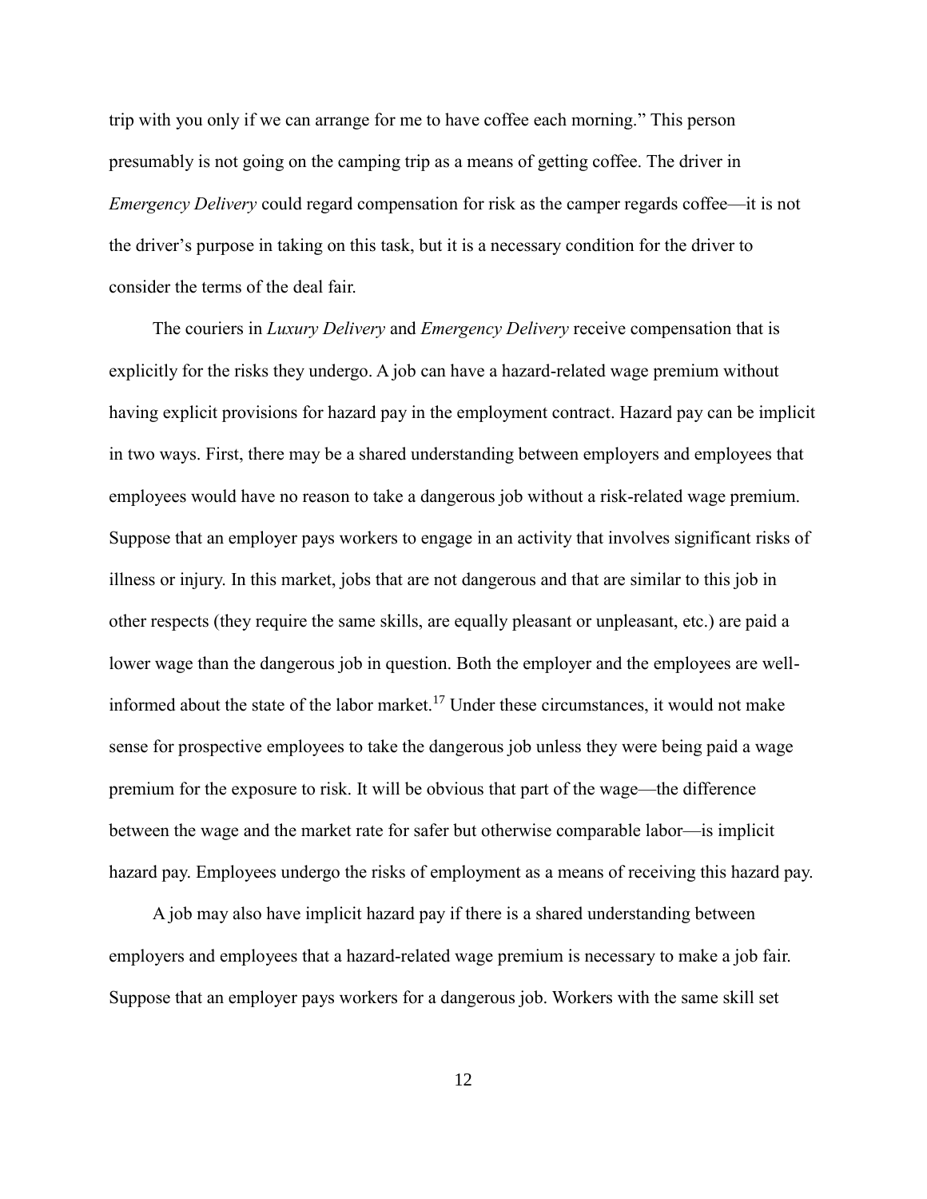trip with you only if we can arrange for me to have coffee each morning." This person presumably is not going on the camping trip as a means of getting coffee. The driver in *Emergency Delivery* could regard compensation for risk as the camper regards coffee—it is not the driver's purpose in taking on this task, but it is a necessary condition for the driver to consider the terms of the deal fair.

The couriers in *Luxury Delivery* and *Emergency Delivery* receive compensation that is explicitly for the risks they undergo. A job can have a hazard-related wage premium without having explicit provisions for hazard pay in the employment contract. Hazard pay can be implicit in two ways. First, there may be a shared understanding between employers and employees that employees would have no reason to take a dangerous job without a risk-related wage premium. Suppose that an employer pays workers to engage in an activity that involves significant risks of illness or injury. In this market, jobs that are not dangerous and that are similar to this job in other respects (they require the same skills, are equally pleasant or unpleasant, etc.) are paid a lower wage than the dangerous job in question. Both the employer and the employees are well-informed about the state of the labor market.[17] Under these circumstances, it would not make sense for prospective employees to take the dangerous job unless they were being paid a wage premium for the exposure to risk. It will be obvious that part of the wage—the difference between the wage and the market rate for safer but otherwise comparable labor—is implicit hazard pay. Employees undergo the risks of employment as a means of receiving this hazard pay.

A job may also have implicit hazard pay if there is a shared understanding between employers and employees that a hazard-related wage premium is necessary to make a job fair. Suppose that an employer pays workers for a dangerous job. Workers with the same skill set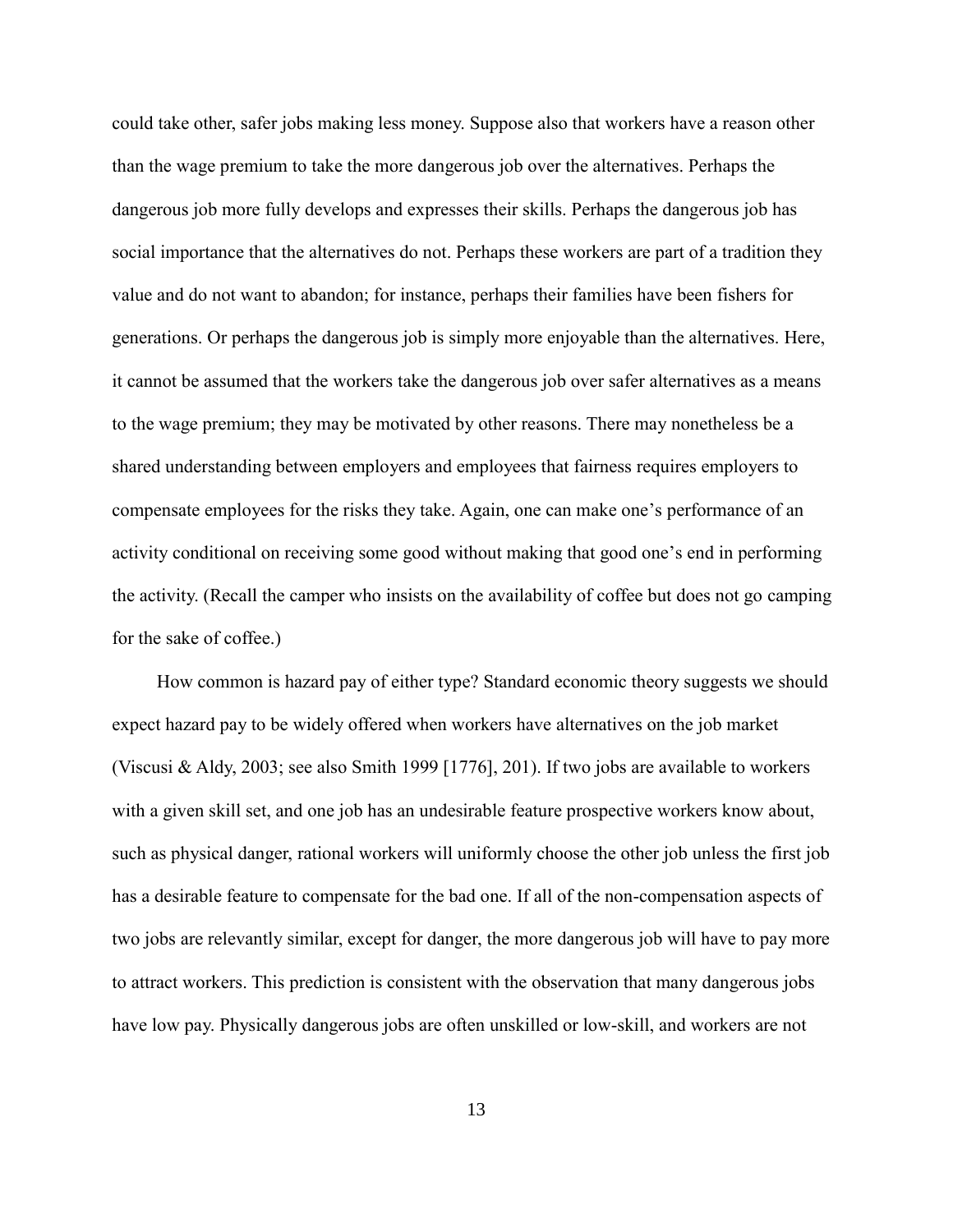could take other, safer jobs making less money. Suppose also that workers have a reason other than the wage premium to take the more dangerous job over the alternatives. Perhaps the dangerous job more fully develops and expresses their skills. Perhaps the dangerous job has social importance that the alternatives do not. Perhaps these workers are part of a tradition they value and do not want to abandon; for instance, perhaps their families have been fishers for generations. Or perhaps the dangerous job is simply more enjoyable than the alternatives. Here, it cannot be assumed that the workers take the dangerous job over safer alternatives as a means to the wage premium; they may be motivated by other reasons. There may nonetheless be a shared understanding between employers and employees that fairness requires employers to compensate employees for the risks they take. Again, one can make one's performance of an activity conditional on receiving some good without making that good one's end in performing the activity. (Recall the camper who insists on the availability of coffee but does not go camping for the sake of coffee.)

How common is hazard pay of either type? Standard economic theory suggests we should expect hazard pay to be widely offered when workers have alternatives on the job market (Viscusi & Aldy, 2003; see also Smith 1999 [1776], 201). If two jobs are available to workers with a given skill set, and one job has an undesirable feature prospective workers know about, such as physical danger, rational workers will uniformly choose the other job unless the first job has a desirable feature to compensate for the bad one. If all of the non-compensation aspects of two jobs are relevantly similar, except for danger, the more dangerous job will have to pay more to attract workers. This prediction is consistent with the observation that many dangerous jobs have low pay. Physically dangerous jobs are often unskilled or low-skill, and workers are not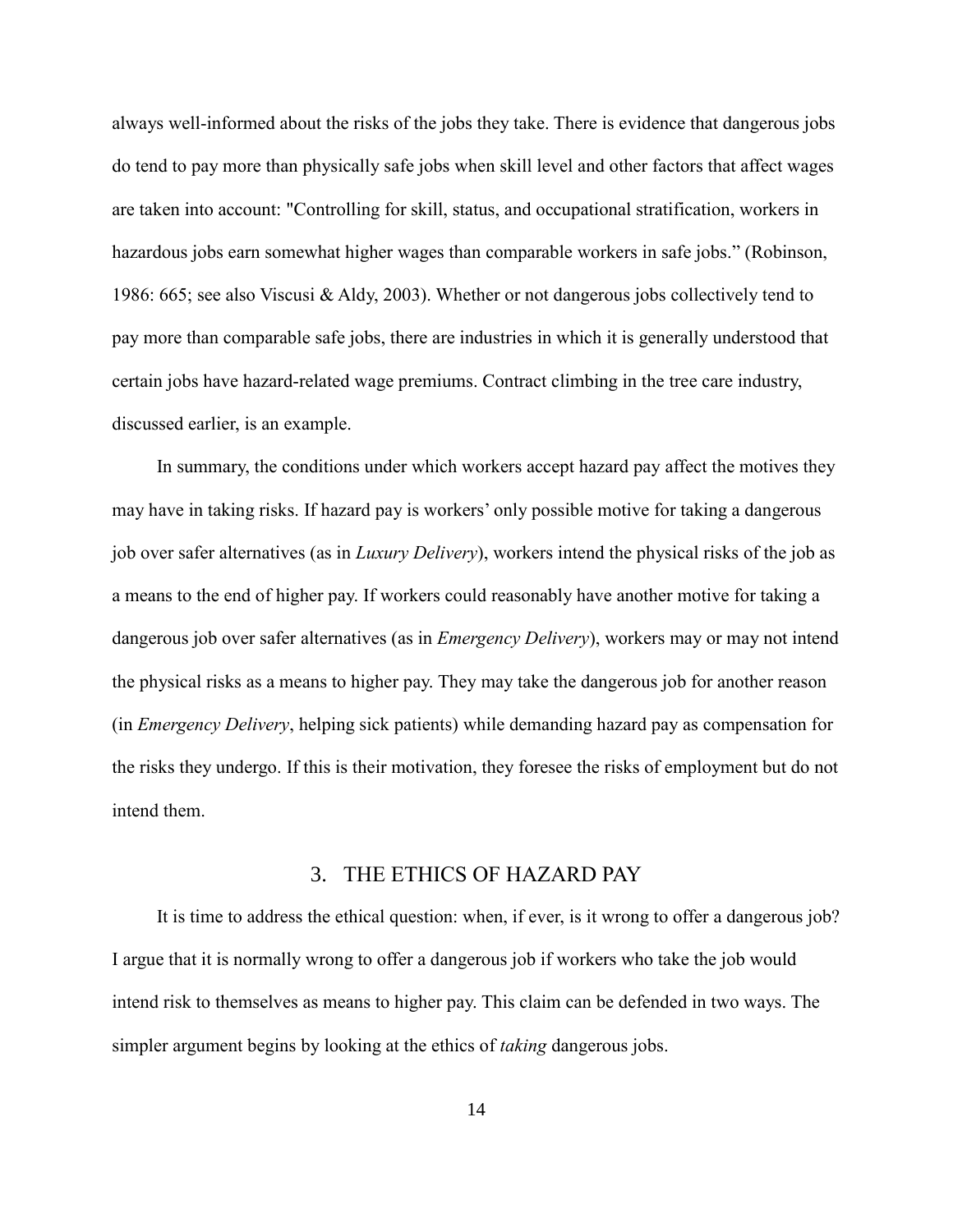always well-informed about the risks of the jobs they take. There is evidence that dangerous jobs do tend to pay more than physically safe jobs when skill level and other factors that affect wages are taken into account: "Controlling for skill, status, and occupational stratification, workers in hazardous jobs earn somewhat higher wages than comparable workers in safe jobs." (Robinson, 1986: 665; see also Viscusi & Aldy, 2003). Whether or not dangerous jobs collectively tend to pay more than comparable safe jobs, there are industries in which it is generally understood that certain jobs have hazard-related wage premiums. Contract climbing in the tree care industry, discussed earlier, is an example.

In summary, the conditions under which workers accept hazard pay affect the motives they may have in taking risks. If hazard pay is workers' only possible motive for taking a dangerous job over safer alternatives (as in *Luxury Delivery*), workers intend the physical risks of the job as a means to the end of higher pay. If workers could reasonably have another motive for taking a dangerous job over safer alternatives (as in *Emergency Delivery*), workers may or may not intend the physical risks as a means to higher pay. They may take the dangerous job for another reason (in *Emergency Delivery*, helping sick patients) while demanding hazard pay as compensation for the risks they undergo. If this is their motivation, they foresee the risks of employment but do not intend them.

## 3. THE ETHICS OF HAZARD PAY

It is time to address the ethical question: when, if ever, is it wrong to offer a dangerous job? I argue that it is normally wrong to offer a dangerous job if workers who take the job would intend risk to themselves as means to higher pay. This claim can be defended in two ways. The simpler argument begins by looking at the ethics of *taking* dangerous jobs.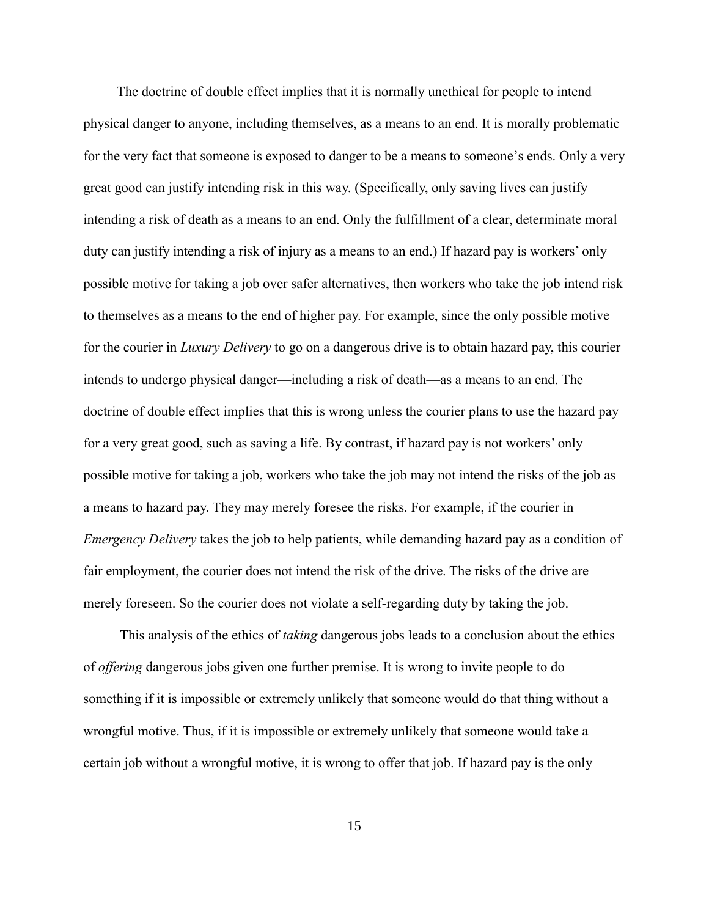The doctrine of double effect implies that it is normally unethical for people to intend physical danger to anyone, including themselves, as a means to an end. It is morally problematic for the very fact that someone is exposed to danger to be a means to someone's ends. Only a very great good can justify intending risk in this way. (Specifically, only saving lives can justify intending a risk of death as a means to an end. Only the fulfillment of a clear, determinate moral duty can justify intending a risk of injury as a means to an end.) If hazard pay is workers' only possible motive for taking a job over safer alternatives, then workers who take the job intend risk to themselves as a means to the end of higher pay. For example, since the only possible motive for the courier in *Luxury Delivery* to go on a dangerous drive is to obtain hazard pay, this courier intends to undergo physical danger—including a risk of death—as a means to an end. The doctrine of double effect implies that this is wrong unless the courier plans to use the hazard pay for a very great good, such as saving a life. By contrast, if hazard pay is not workers' only possible motive for taking a job, workers who take the job may not intend the risks of the job as a means to hazard pay. They may merely foresee the risks. For example, if the courier in *Emergency Delivery* takes the job to help patients, while demanding hazard pay as a condition of fair employment, the courier does not intend the risk of the drive. The risks of the drive are merely foreseen. So the courier does not violate a self-regarding duty by taking the job.

This analysis of the ethics of *taking* dangerous jobs leads to a conclusion about the ethics of *offering* dangerous jobs given one further premise. It is wrong to invite people to do something if it is impossible or extremely unlikely that someone would do that thing without a wrongful motive. Thus, if it is impossible or extremely unlikely that someone would take a certain job without a wrongful motive, it is wrong to offer that job. If hazard pay is the only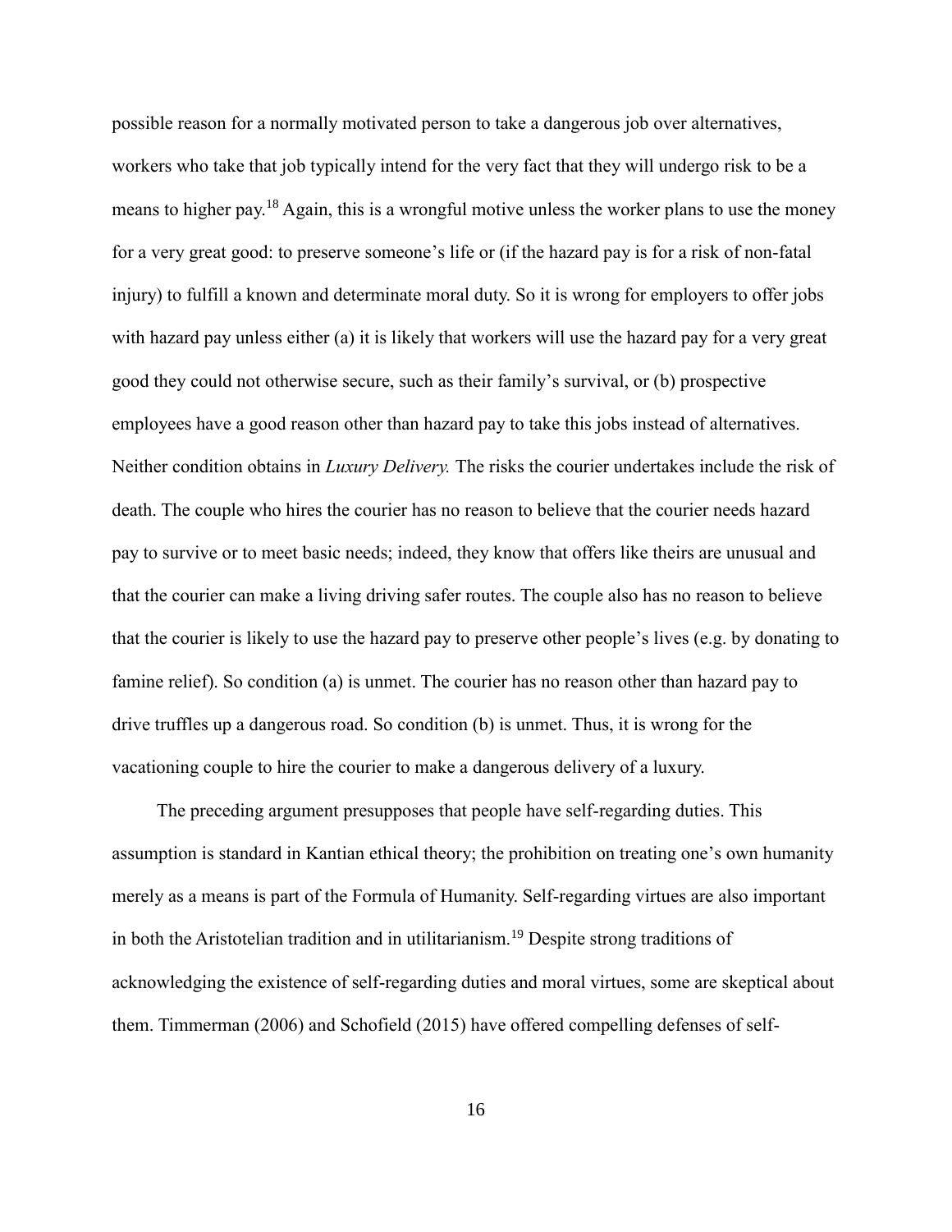possible reason for a normally motivated person to take a dangerous job over alternatives, workers who take that job typically intend for the very fact that they will undergo risk to be a means to higher pay.[18] Again, this is a wrongful motive unless the worker plans to use the money for a very great good: to preserve someone's life or (if the hazard pay is for a risk of non-fatal injury) to fulfill a known and determinate moral duty. So it is wrong for employers to offer jobs with hazard pay unless either (a) it is likely that workers will use the hazard pay for a very great good they could not otherwise secure, such as their family's survival, or (b) prospective employees have a good reason other than hazard pay to take this jobs instead of alternatives. Neither condition obtains in *Luxury Delivery.* The risks the courier undertakes include the risk of death. The couple who hires the courier has no reason to believe that the courier needs hazard pay to survive or to meet basic needs; indeed, they know that offers like theirs are unusual and that the courier can make a living driving safer routes. The couple also has no reason to believe that the courier is likely to use the hazard pay to preserve other people's lives (e.g. by donating to famine relief). So condition (a) is unmet. The courier has no reason other than hazard pay to drive truffles up a dangerous road. So condition (b) is unmet. Thus, it is wrong for the vacationing couple to hire the courier to make a dangerous delivery of a luxury.

The preceding argument presupposes that people have self-regarding duties. This assumption is standard in Kantian ethical theory; the prohibition on treating one's own humanity merely as a means is part of the Formula of Humanity. Self-regarding virtues are also important in both the Aristotelian tradition and in utilitarianism.[19] Despite strong traditions of acknowledging the existence of self-regarding duties and moral virtues, some are skeptical about them. Timmerman (2006) and Schofield (2015) have offered compelling defenses of self-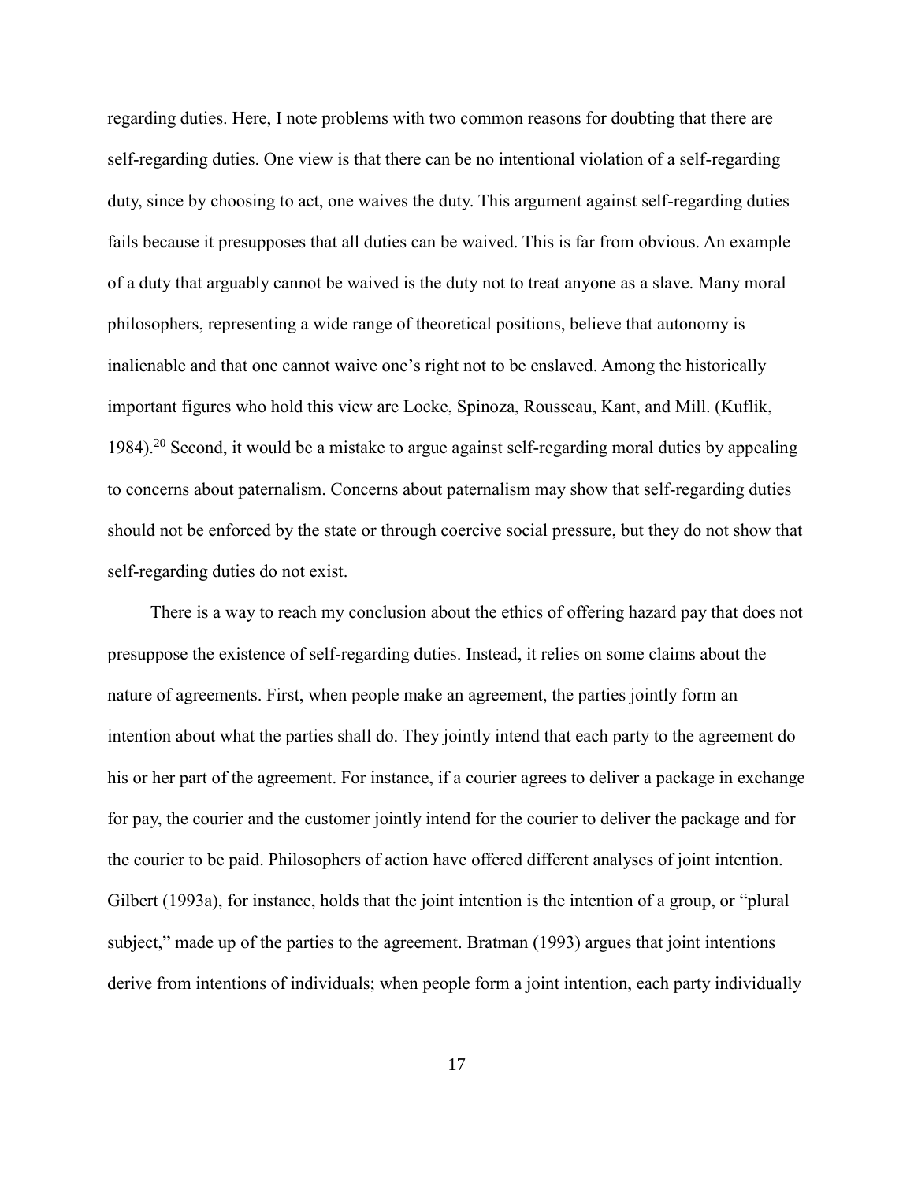regarding duties. Here, I note problems with two common reasons for doubting that there are self-regarding duties. One view is that there can be no intentional violation of a self-regarding duty, since by choosing to act, one waives the duty. This argument against self-regarding duties fails because it presupposes that all duties can be waived. This is far from obvious. An example of a duty that arguably cannot be waived is the duty not to treat anyone as a slave. Many moral philosophers, representing a wide range of theoretical positions, believe that autonomy is inalienable and that one cannot waive one's right not to be enslaved. Among the historically important figures who hold this view are Locke, Spinoza, Rousseau, Kant, and Mill. (Kuflik, 1984).[20] Second, it would be a mistake to argue against self-regarding moral duties by appealing to concerns about paternalism. Concerns about paternalism may show that self-regarding duties should not be enforced by the state or through coercive social pressure, but they do not show that self-regarding duties do not exist.

There is a way to reach my conclusion about the ethics of offering hazard pay that does not presuppose the existence of self-regarding duties. Instead, it relies on some claims about the nature of agreements. First, when people make an agreement, the parties jointly form an intention about what the parties shall do. They jointly intend that each party to the agreement do his or her part of the agreement. For instance, if a courier agrees to deliver a package in exchange for pay, the courier and the customer jointly intend for the courier to deliver the package and for the courier to be paid. Philosophers of action have offered different analyses of joint intention. Gilbert (1993a), for instance, holds that the joint intention is the intention of a group, or "plural subject," made up of the parties to the agreement. Bratman (1993) argues that joint intentions derive from intentions of individuals; when people form a joint intention, each party individually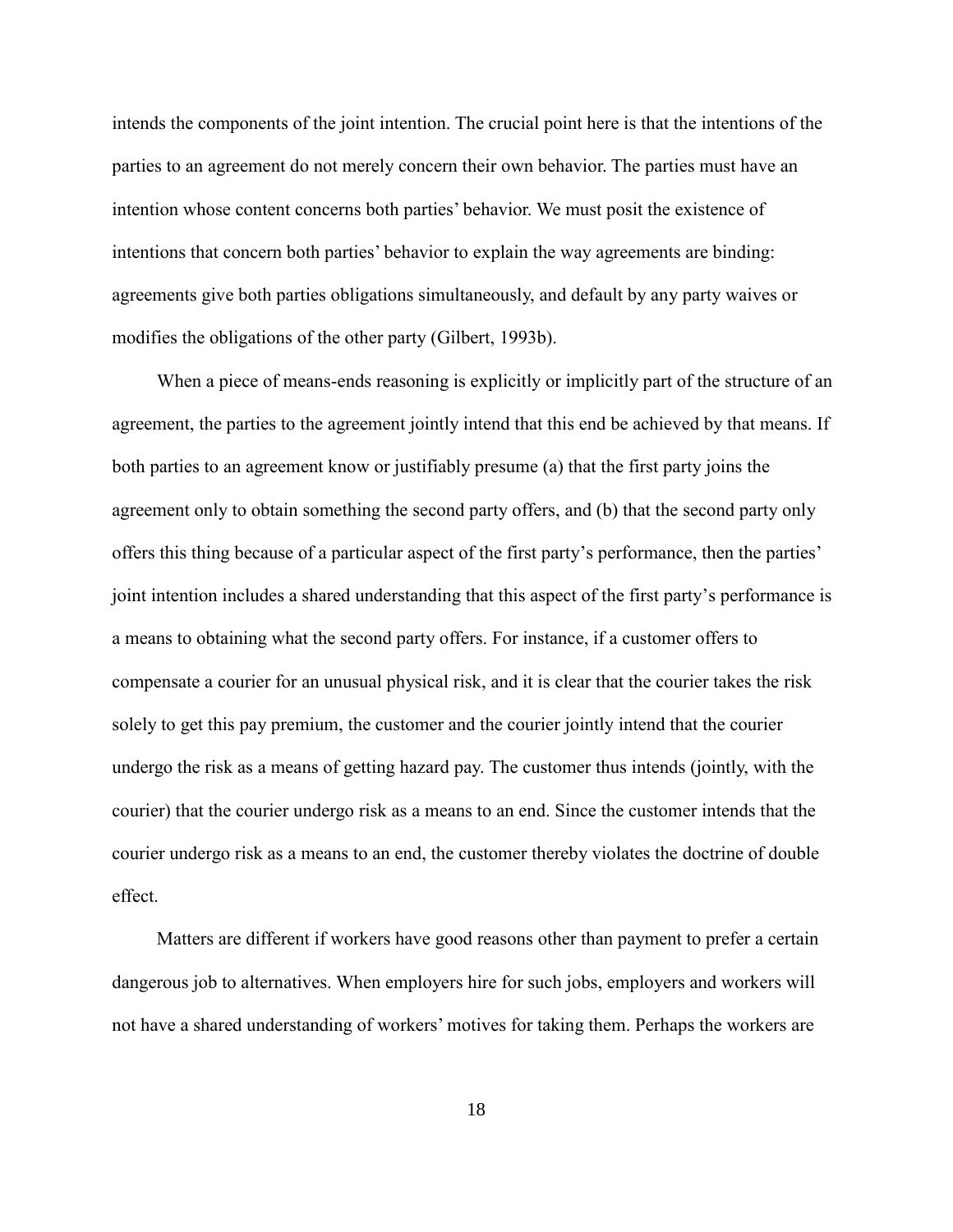intends the components of the joint intention. The crucial point here is that the intentions of the parties to an agreement do not merely concern their own behavior. The parties must have an intention whose content concerns both parties' behavior. We must posit the existence of intentions that concern both parties' behavior to explain the way agreements are binding: agreements give both parties obligations simultaneously, and default by any party waives or modifies the obligations of the other party (Gilbert, 1993b).

When a piece of means-ends reasoning is explicitly or implicitly part of the structure of an agreement, the parties to the agreement jointly intend that this end be achieved by that means. If both parties to an agreement know or justifiably presume (a) that the first party joins the agreement only to obtain something the second party offers, and (b) that the second party only offers this thing because of a particular aspect of the first party's performance, then the parties' joint intention includes a shared understanding that this aspect of the first party's performance is a means to obtaining what the second party offers. For instance, if a customer offers to compensate a courier for an unusual physical risk, and it is clear that the courier takes the risk solely to get this pay premium, the customer and the courier jointly intend that the courier undergo the risk as a means of getting hazard pay. The customer thus intends (jointly, with the courier) that the courier undergo risk as a means to an end. Since the customer intends that the courier undergo risk as a means to an end, the customer thereby violates the doctrine of double effect.

Matters are different if workers have good reasons other than payment to prefer a certain dangerous job to alternatives. When employers hire for such jobs, employers and workers will not have a shared understanding of workers' motives for taking them. Perhaps the workers are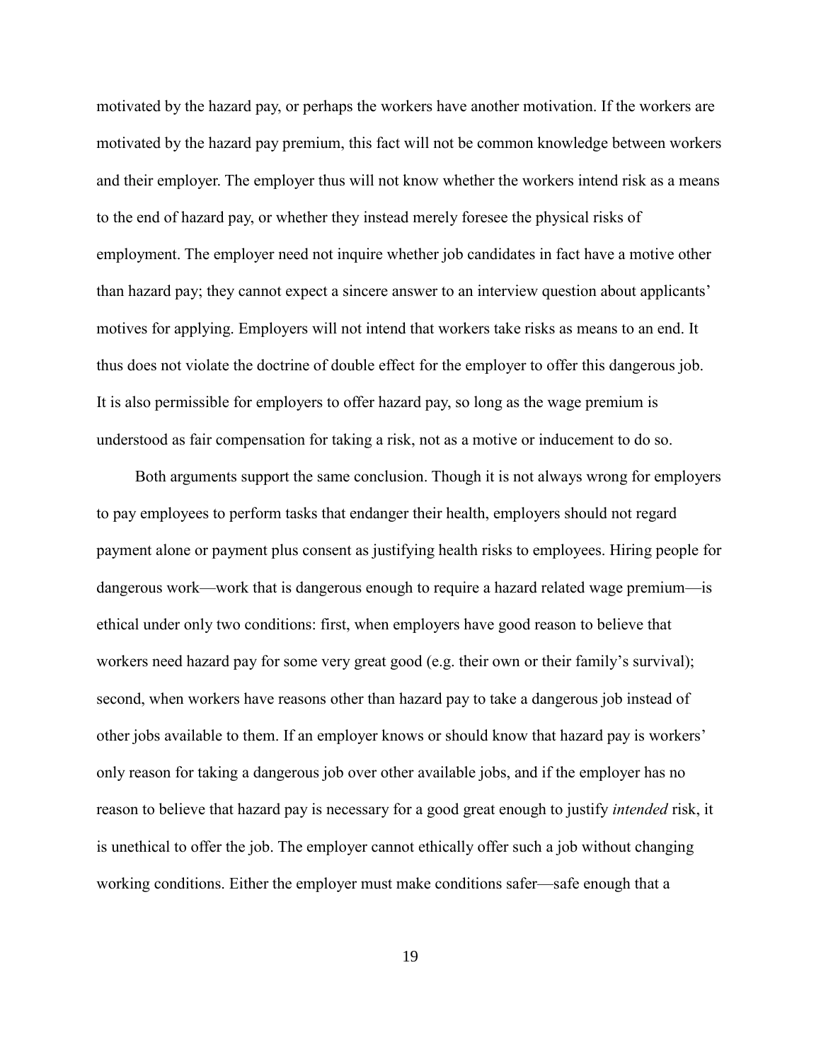motivated by the hazard pay, or perhaps the workers have another motivation. If the workers are motivated by the hazard pay premium, this fact will not be common knowledge between workers and their employer. The employer thus will not know whether the workers intend risk as a means to the end of hazard pay, or whether they instead merely foresee the physical risks of employment. The employer need not inquire whether job candidates in fact have a motive other than hazard pay; they cannot expect a sincere answer to an interview question about applicants' motives for applying. Employers will not intend that workers take risks as means to an end. It thus does not violate the doctrine of double effect for the employer to offer this dangerous job. It is also permissible for employers to offer hazard pay, so long as the wage premium is understood as fair compensation for taking a risk, not as a motive or inducement to do so.

Both arguments support the same conclusion. Though it is not always wrong for employers to pay employees to perform tasks that endanger their health, employers should not regard payment alone or payment plus consent as justifying health risks to employees. Hiring people for dangerous work—work that is dangerous enough to require a hazard related wage premium—is ethical under only two conditions: first, when employers have good reason to believe that workers need hazard pay for some very great good (e.g. their own or their family's survival); second, when workers have reasons other than hazard pay to take a dangerous job instead of other jobs available to them. If an employer knows or should know that hazard pay is workers' only reason for taking a dangerous job over other available jobs, and if the employer has no reason to believe that hazard pay is necessary for a good great enough to justify *intended* risk, it is unethical to offer the job. The employer cannot ethically offer such a job without changing working conditions. Either the employer must make conditions safer—safe enough that a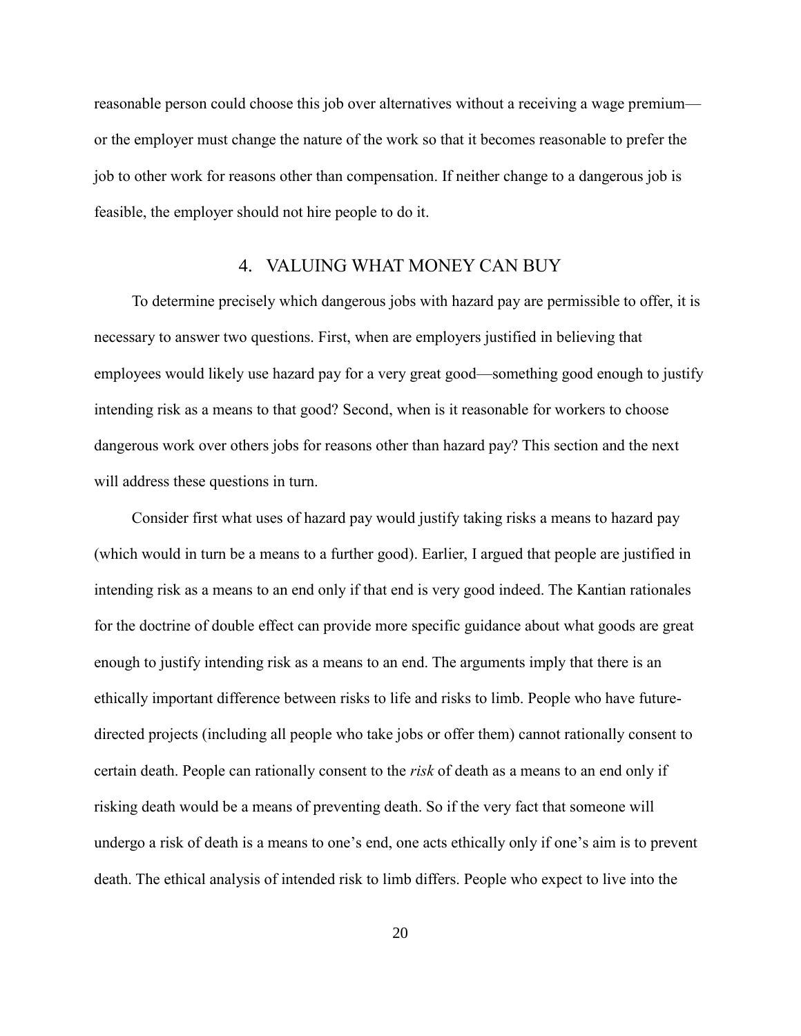reasonable person could choose this job over alternatives without a receiving a wage premium—or the employer must change the nature of the work so that it becomes reasonable to prefer the job to other work for reasons other than compensation. If neither change to a dangerous job is feasible, the employer should not hire people to do it.

## 4. VALUING WHAT MONEY CAN BUY

To determine precisely which dangerous jobs with hazard pay are permissible to offer, it is necessary to answer two questions. First, when are employers justified in believing that employees would likely use hazard pay for a very great good—something good enough to justify intending risk as a means to that good? Second, when is it reasonable for workers to choose dangerous work over others jobs for reasons other than hazard pay? This section and the next will address these questions in turn.

Consider first what uses of hazard pay would justify taking risks a means to hazard pay (which would in turn be a means to a further good). Earlier, I argued that people are justified in intending risk as a means to an end only if that end is very good indeed. The Kantian rationales for the doctrine of double effect can provide more specific guidance about what goods are great enough to justify intending risk as a means to an end. The arguments imply that there is an ethically important difference between risks to life and risks to limb. People who have future-directed projects (including all people who take jobs or offer them) cannot rationally consent to certain death. People can rationally consent to the *risk* of death as a means to an end only if risking death would be a means of preventing death. So if the very fact that someone will undergo a risk of death is a means to one's end, one acts ethically only if one's aim is to prevent death. The ethical analysis of intended risk to limb differs. People who expect to live into the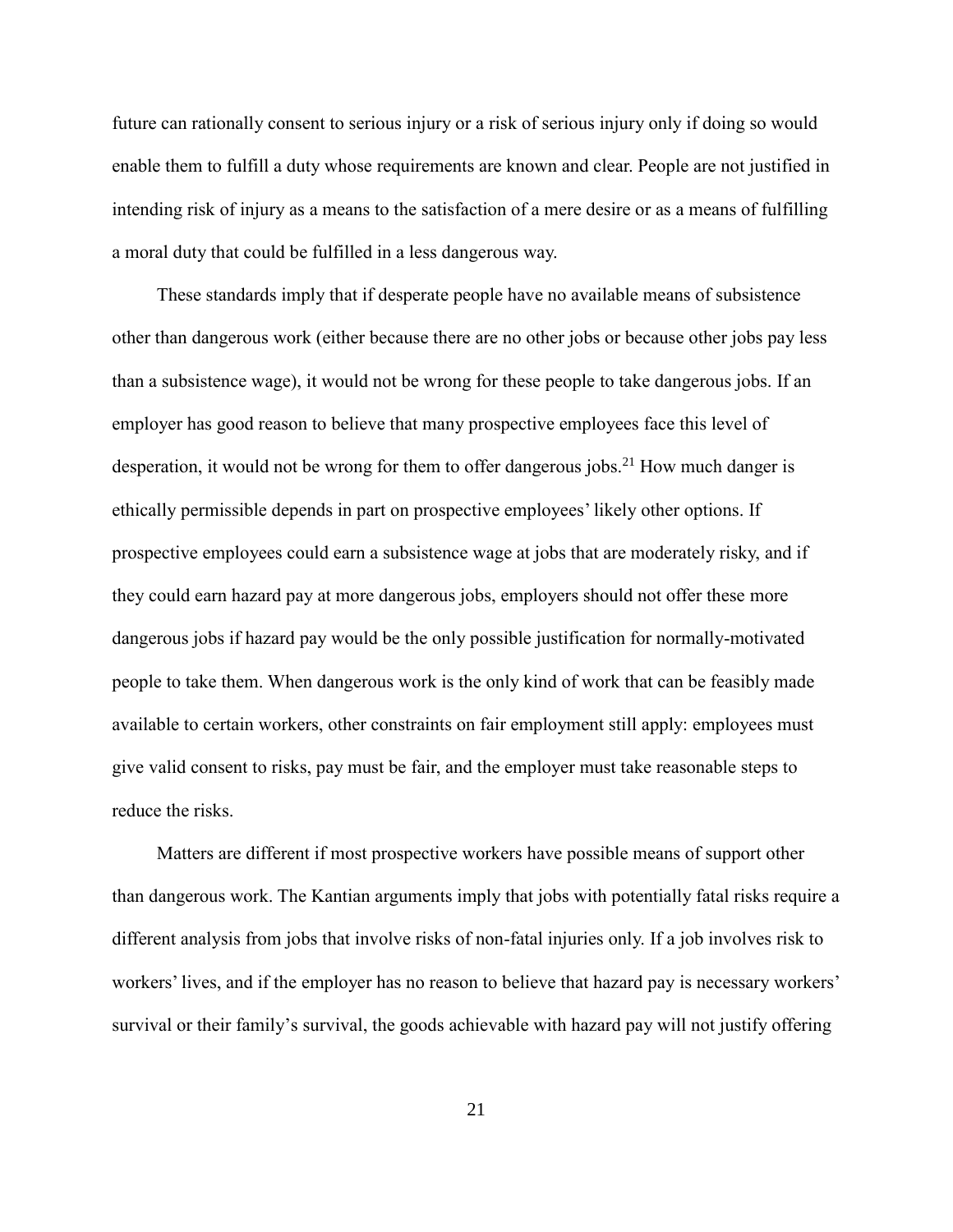future can rationally consent to serious injury or a risk of serious injury only if doing so would enable them to fulfill a duty whose requirements are known and clear. People are not justified in intending risk of injury as a means to the satisfaction of a mere desire or as a means of fulfilling a moral duty that could be fulfilled in a less dangerous way.

These standards imply that if desperate people have no available means of subsistence other than dangerous work (either because there are no other jobs or because other jobs pay less than a subsistence wage), it would not be wrong for these people to take dangerous jobs. If an employer has good reason to believe that many prospective employees face this level of desperation, it would not be wrong for them to offer dangerous jobs.[21] How much danger is ethically permissible depends in part on prospective employees' likely other options. If prospective employees could earn a subsistence wage at jobs that are moderately risky, and if they could earn hazard pay at more dangerous jobs, employers should not offer these more dangerous jobs if hazard pay would be the only possible justification for normally-motivated people to take them. When dangerous work is the only kind of work that can be feasibly made available to certain workers, other constraints on fair employment still apply: employees must give valid consent to risks, pay must be fair, and the employer must take reasonable steps to reduce the risks.

Matters are different if most prospective workers have possible means of support other than dangerous work. The Kantian arguments imply that jobs with potentially fatal risks require a different analysis from jobs that involve risks of non-fatal injuries only. If a job involves risk to workers' lives, and if the employer has no reason to believe that hazard pay is necessary workers' survival or their family's survival, the goods achievable with hazard pay will not justify offering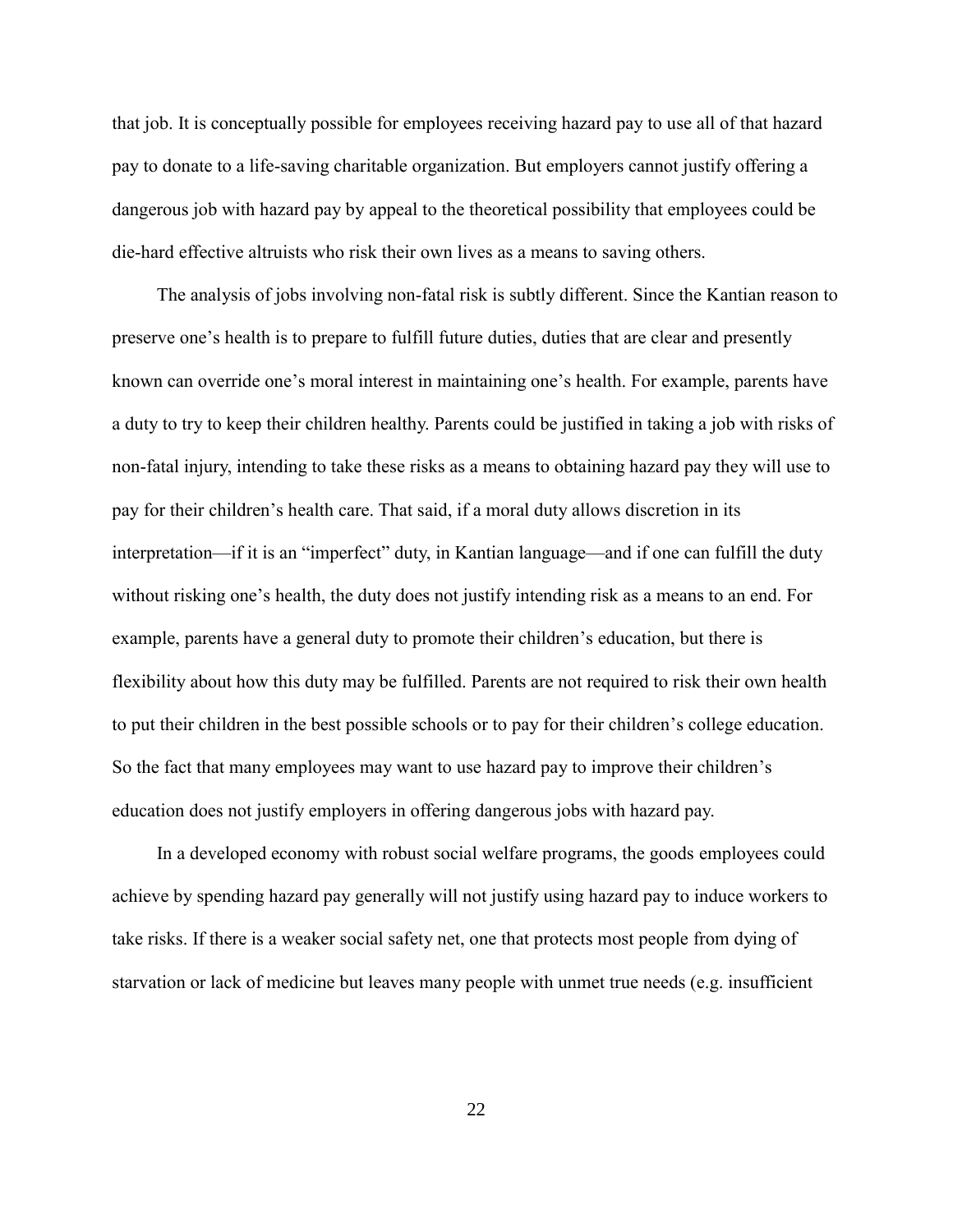that job. It is conceptually possible for employees receiving hazard pay to use all of that hazard pay to donate to a life-saving charitable organization. But employers cannot justify offering a dangerous job with hazard pay by appeal to the theoretical possibility that employees could be die-hard effective altruists who risk their own lives as a means to saving others.

The analysis of jobs involving non-fatal risk is subtly different. Since the Kantian reason to preserve one's health is to prepare to fulfill future duties, duties that are clear and presently known can override one's moral interest in maintaining one's health. For example, parents have a duty to try to keep their children healthy. Parents could be justified in taking a job with risks of non-fatal injury, intending to take these risks as a means to obtaining hazard pay they will use to pay for their children's health care. That said, if a moral duty allows discretion in its interpretation—if it is an "imperfect" duty, in Kantian language—and if one can fulfill the duty without risking one's health, the duty does not justify intending risk as a means to an end. For example, parents have a general duty to promote their children's education, but there is flexibility about how this duty may be fulfilled. Parents are not required to risk their own health to put their children in the best possible schools or to pay for their children's college education. So the fact that many employees may want to use hazard pay to improve their children's education does not justify employers in offering dangerous jobs with hazard pay.

In a developed economy with robust social welfare programs, the goods employees could achieve by spending hazard pay generally will not justify using hazard pay to induce workers to take risks. If there is a weaker social safety net, one that protects most people from dying of starvation or lack of medicine but leaves many people with unmet true needs (e.g. insufficient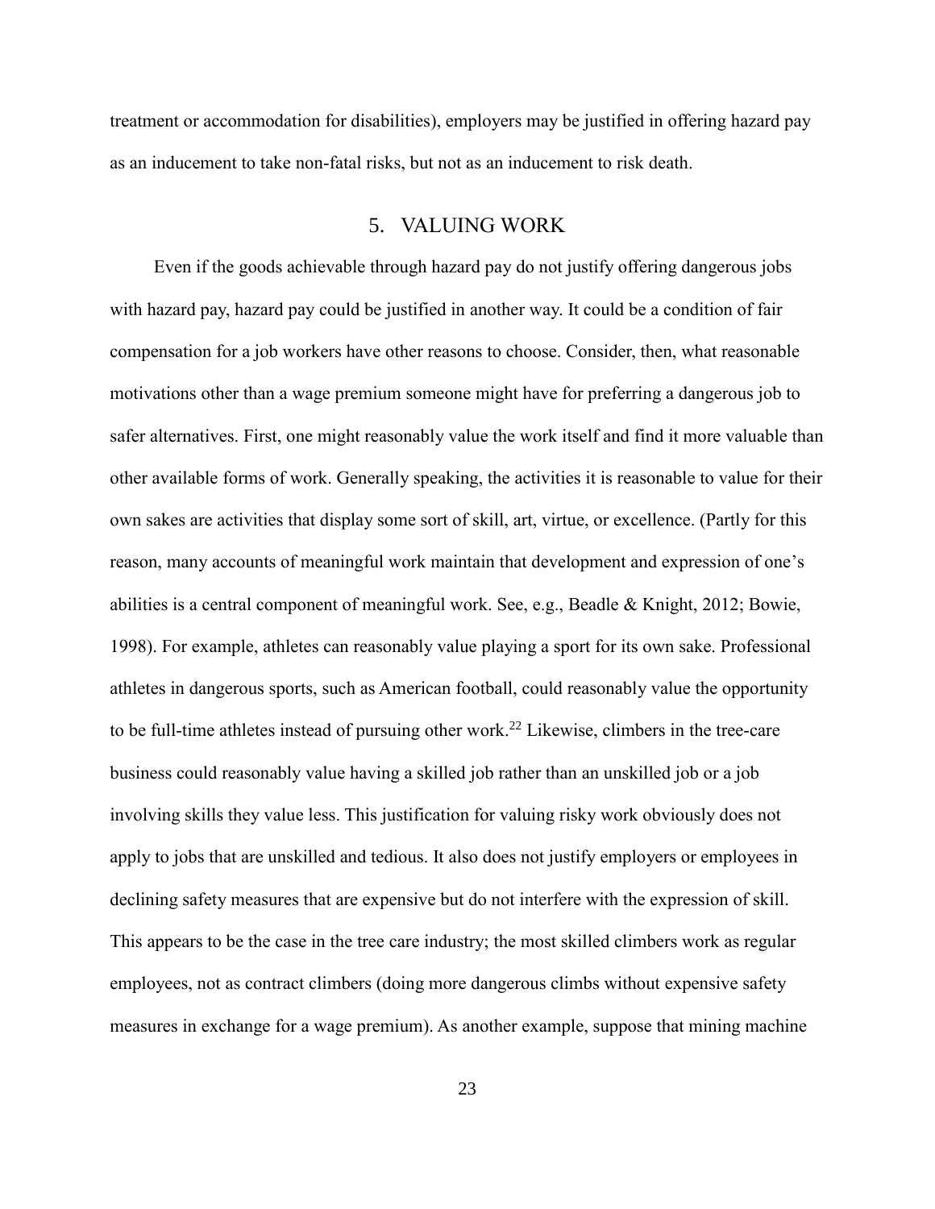treatment or accommodation for disabilities), employers may be justified in offering hazard pay as an inducement to take non-fatal risks, but not as an inducement to risk death.

## 5. VALUING WORK

Even if the goods achievable through hazard pay do not justify offering dangerous jobs with hazard pay, hazard pay could be justified in another way. It could be a condition of fair compensation for a job workers have other reasons to choose. Consider, then, what reasonable motivations other than a wage premium someone might have for preferring a dangerous job to safer alternatives. First, one might reasonably value the work itself and find it more valuable than other available forms of work. Generally speaking, the activities it is reasonable to value for their own sakes are activities that display some sort of skill, art, virtue, or excellence. (Partly for this reason, many accounts of meaningful work maintain that development and expression of one's abilities is a central component of meaningful work. See, e.g., Beadle & Knight, 2012; Bowie, 1998). For example, athletes can reasonably value playing a sport for its own sake. Professional athletes in dangerous sports, such as American football, could reasonably value the opportunity to be full-time athletes instead of pursuing other work.[22] Likewise, climbers in the tree-care business could reasonably value having a skilled job rather than an unskilled job or a job involving skills they value less. This justification for valuing risky work obviously does not apply to jobs that are unskilled and tedious. It also does not justify employers or employees in declining safety measures that are expensive but do not interfere with the expression of skill. This appears to be the case in the tree care industry; the most skilled climbers work as regular employees, not as contract climbers (doing more dangerous climbs without expensive safety measures in exchange for a wage premium). As another example, suppose that mining machine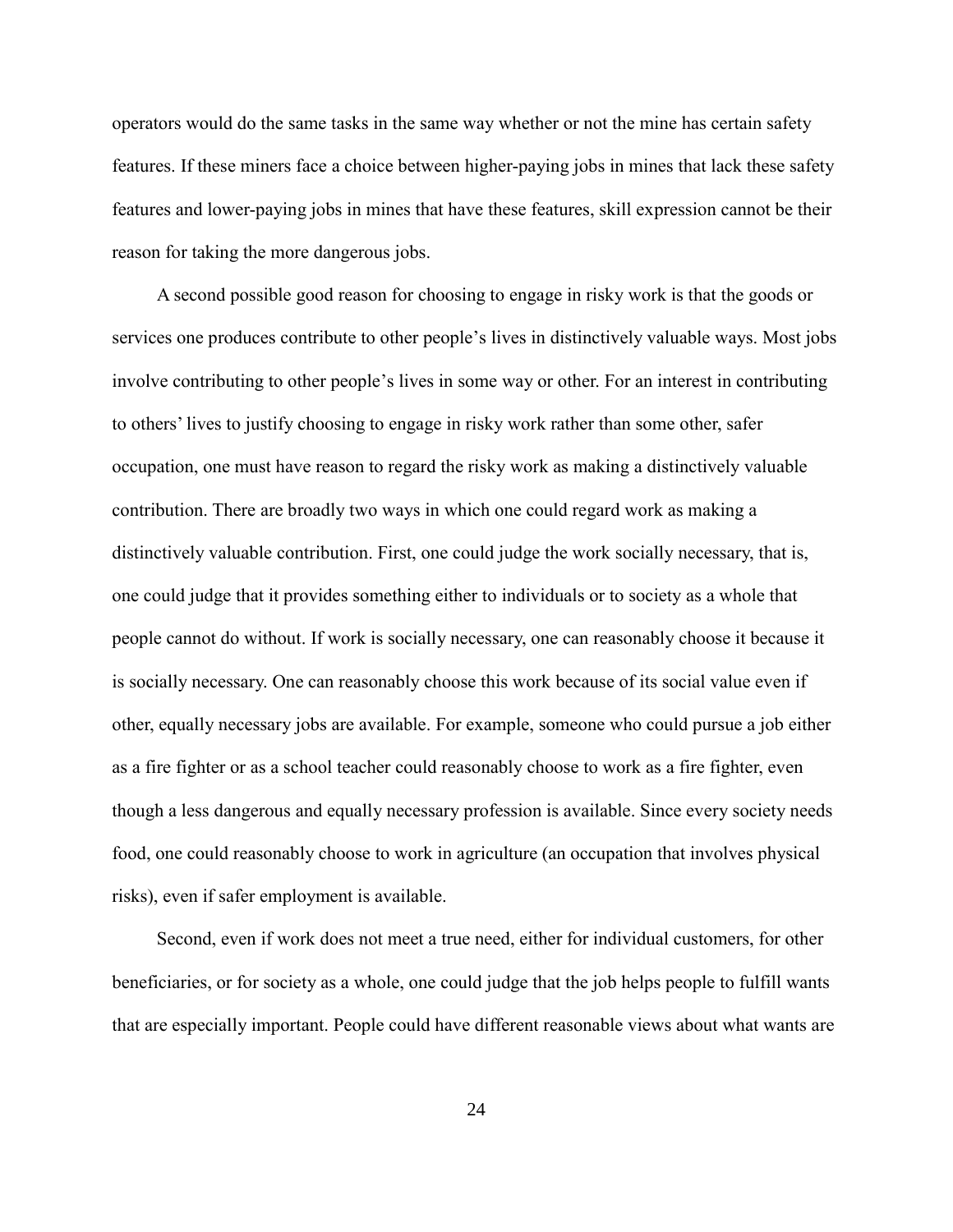operators would do the same tasks in the same way whether or not the mine has certain safety features. If these miners face a choice between higher-paying jobs in mines that lack these safety features and lower-paying jobs in mines that have these features, skill expression cannot be their reason for taking the more dangerous jobs.

A second possible good reason for choosing to engage in risky work is that the goods or services one produces contribute to other people's lives in distinctively valuable ways. Most jobs involve contributing to other people's lives in some way or other. For an interest in contributing to others' lives to justify choosing to engage in risky work rather than some other, safer occupation, one must have reason to regard the risky work as making a distinctively valuable contribution. There are broadly two ways in which one could regard work as making a distinctively valuable contribution. First, one could judge the work socially necessary, that is, one could judge that it provides something either to individuals or to society as a whole that people cannot do without. If work is socially necessary, one can reasonably choose it because it is socially necessary. One can reasonably choose this work because of its social value even if other, equally necessary jobs are available. For example, someone who could pursue a job either as a fire fighter or as a school teacher could reasonably choose to work as a fire fighter, even though a less dangerous and equally necessary profession is available. Since every society needs food, one could reasonably choose to work in agriculture (an occupation that involves physical risks), even if safer employment is available.

Second, even if work does not meet a true need, either for individual customers, for other beneficiaries, or for society as a whole, one could judge that the job helps people to fulfill wants that are especially important. People could have different reasonable views about what wants are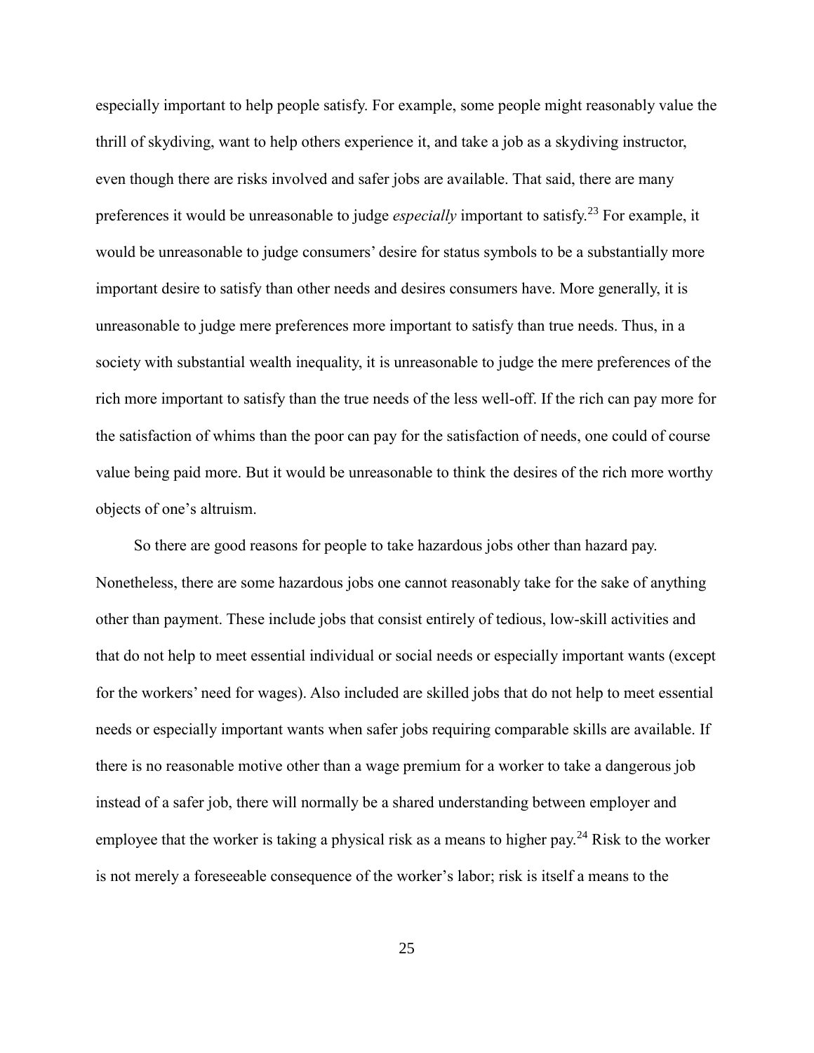especially important to help people satisfy. For example, some people might reasonably value the thrill of skydiving, want to help others experience it, and take a job as a skydiving instructor, even though there are risks involved and safer jobs are available. That said, there are many preferences it would be unreasonable to judge *especially* important to satisfy.[23] For example, it would be unreasonable to judge consumers' desire for status symbols to be a substantially more important desire to satisfy than other needs and desires consumers have. More generally, it is unreasonable to judge mere preferences more important to satisfy than true needs. Thus, in a society with substantial wealth inequality, it is unreasonable to judge the mere preferences of the rich more important to satisfy than the true needs of the less well-off. If the rich can pay more for the satisfaction of whims than the poor can pay for the satisfaction of needs, one could of course value being paid more. But it would be unreasonable to think the desires of the rich more worthy objects of one's altruism.

So there are good reasons for people to take hazardous jobs other than hazard pay. Nonetheless, there are some hazardous jobs one cannot reasonably take for the sake of anything other than payment. These include jobs that consist entirely of tedious, low-skill activities and that do not help to meet essential individual or social needs or especially important wants (except for the workers' need for wages). Also included are skilled jobs that do not help to meet essential needs or especially important wants when safer jobs requiring comparable skills are available. If there is no reasonable motive other than a wage premium for a worker to take a dangerous job instead of a safer job, there will normally be a shared understanding between employer and employee that the worker is taking a physical risk as a means to higher pay.[24] Risk to the worker is not merely a foreseeable consequence of the worker's labor; risk is itself a means to the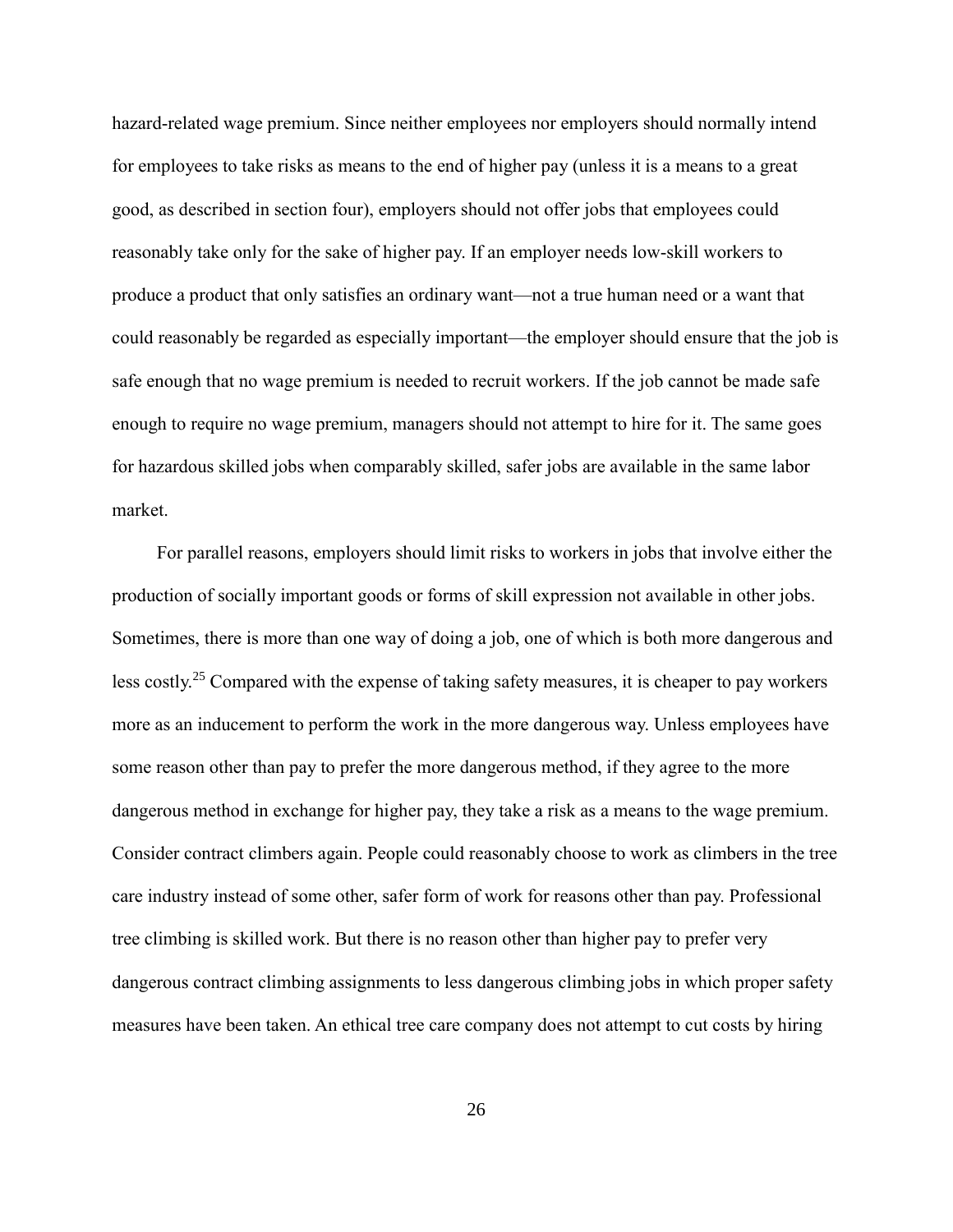hazard-related wage premium. Since neither employees nor employers should normally intend for employees to take risks as means to the end of higher pay (unless it is a means to a great good, as described in section four), employers should not offer jobs that employees could reasonably take only for the sake of higher pay. If an employer needs low-skill workers to produce a product that only satisfies an ordinary want—not a true human need or a want that could reasonably be regarded as especially important—the employer should ensure that the job is safe enough that no wage premium is needed to recruit workers. If the job cannot be made safe enough to require no wage premium, managers should not attempt to hire for it. The same goes for hazardous skilled jobs when comparably skilled, safer jobs are available in the same labor market.

For parallel reasons, employers should limit risks to workers in jobs that involve either the production of socially important goods or forms of skill expression not available in other jobs. Sometimes, there is more than one way of doing a job, one of which is both more dangerous and less costly.[25] Compared with the expense of taking safety measures, it is cheaper to pay workers more as an inducement to perform the work in the more dangerous way. Unless employees have some reason other than pay to prefer the more dangerous method, if they agree to the more dangerous method in exchange for higher pay, they take a risk as a means to the wage premium. Consider contract climbers again. People could reasonably choose to work as climbers in the tree care industry instead of some other, safer form of work for reasons other than pay. Professional tree climbing is skilled work. But there is no reason other than higher pay to prefer very dangerous contract climbing assignments to less dangerous climbing jobs in which proper safety measures have been taken. An ethical tree care company does not attempt to cut costs by hiring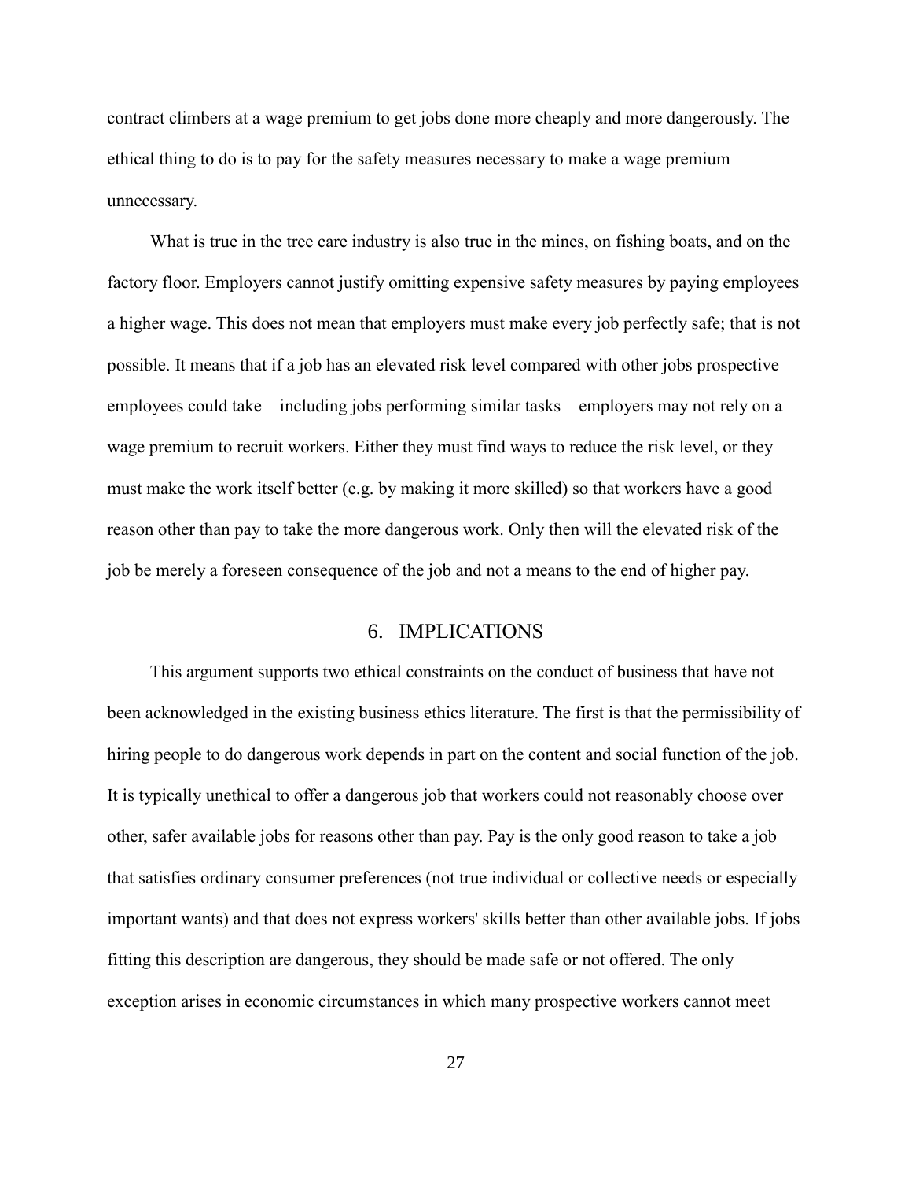contract climbers at a wage premium to get jobs done more cheaply and more dangerously. The ethical thing to do is to pay for the safety measures necessary to make a wage premium unnecessary.

What is true in the tree care industry is also true in the mines, on fishing boats, and on the factory floor. Employers cannot justify omitting expensive safety measures by paying employees a higher wage. This does not mean that employers must make every job perfectly safe; that is not possible. It means that if a job has an elevated risk level compared with other jobs prospective employees could take—including jobs performing similar tasks—employers may not rely on a wage premium to recruit workers. Either they must find ways to reduce the risk level, or they must make the work itself better (e.g. by making it more skilled) so that workers have a good reason other than pay to take the more dangerous work. Only then will the elevated risk of the job be merely a foreseen consequence of the job and not a means to the end of higher pay.

## 6. IMPLICATIONS

This argument supports two ethical constraints on the conduct of business that have not been acknowledged in the existing business ethics literature. The first is that the permissibility of hiring people to do dangerous work depends in part on the content and social function of the job. It is typically unethical to offer a dangerous job that workers could not reasonably choose over other, safer available jobs for reasons other than pay. Pay is the only good reason to take a job that satisfies ordinary consumer preferences (not true individual or collective needs or especially important wants) and that does not express workers' skills better than other available jobs. If jobs fitting this description are dangerous, they should be made safe or not offered. The only exception arises in economic circumstances in which many prospective workers cannot meet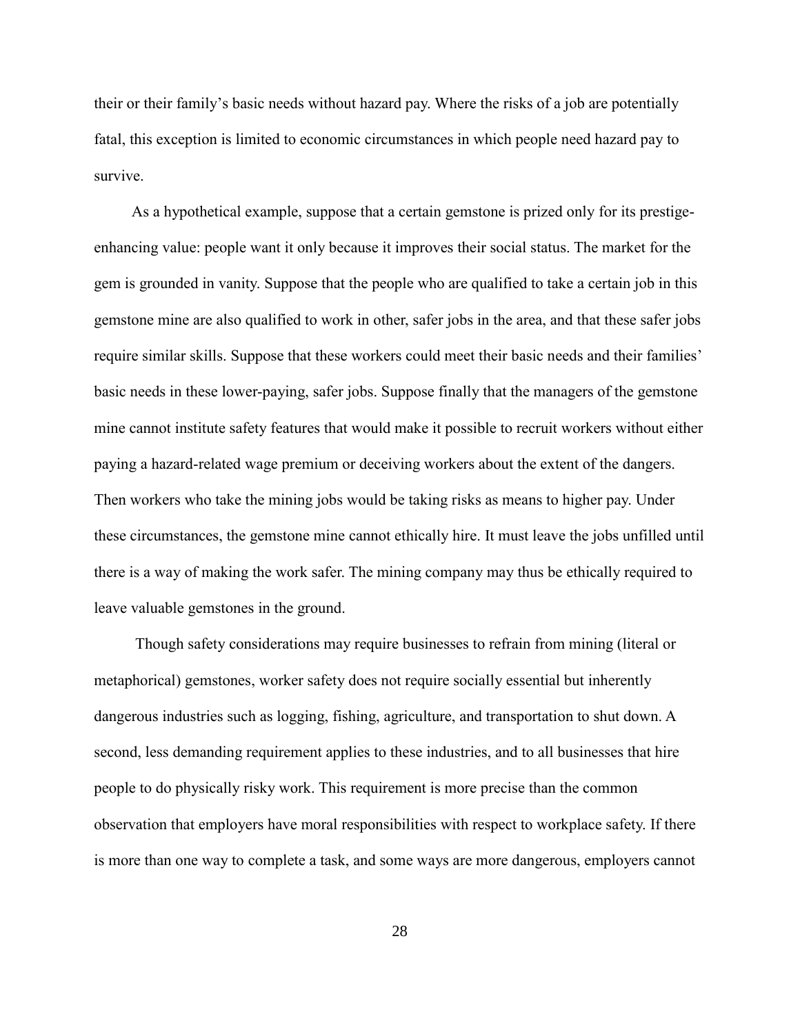their or their family's basic needs without hazard pay. Where the risks of a job are potentially fatal, this exception is limited to economic circumstances in which people need hazard pay to survive.

As a hypothetical example, suppose that a certain gemstone is prized only for its prestige-enhancing value: people want it only because it improves their social status. The market for the gem is grounded in vanity. Suppose that the people who are qualified to take a certain job in this gemstone mine are also qualified to work in other, safer jobs in the area, and that these safer jobs require similar skills. Suppose that these workers could meet their basic needs and their families' basic needs in these lower-paying, safer jobs. Suppose finally that the managers of the gemstone mine cannot institute safety features that would make it possible to recruit workers without either paying a hazard-related wage premium or deceiving workers about the extent of the dangers. Then workers who take the mining jobs would be taking risks as means to higher pay. Under these circumstances, the gemstone mine cannot ethically hire. It must leave the jobs unfilled until there is a way of making the work safer. The mining company may thus be ethically required to leave valuable gemstones in the ground.

Though safety considerations may require businesses to refrain from mining (literal or metaphorical) gemstones, worker safety does not require socially essential but inherently dangerous industries such as logging, fishing, agriculture, and transportation to shut down. A second, less demanding requirement applies to these industries, and to all businesses that hire people to do physically risky work. This requirement is more precise than the common observation that employers have moral responsibilities with respect to workplace safety. If there is more than one way to complete a task, and some ways are more dangerous, employers cannot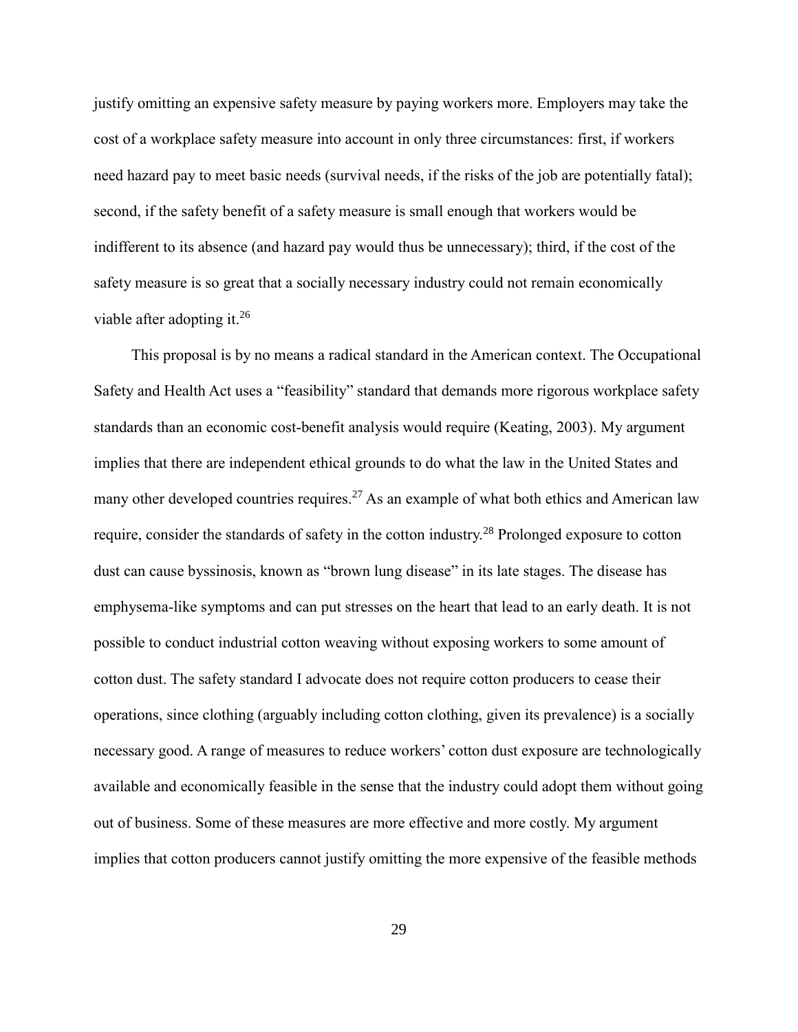justify omitting an expensive safety measure by paying workers more. Employers may take the cost of a workplace safety measure into account in only three circumstances: first, if workers need hazard pay to meet basic needs (survival needs, if the risks of the job are potentially fatal); second, if the safety benefit of a safety measure is small enough that workers would be indifferent to its absence (and hazard pay would thus be unnecessary); third, if the cost of the safety measure is so great that a socially necessary industry could not remain economically viable after adopting it.[26]

This proposal is by no means a radical standard in the American context. The Occupational Safety and Health Act uses a "feasibility" standard that demands more rigorous workplace safety standards than an economic cost-benefit analysis would require (Keating, 2003). My argument implies that there are independent ethical grounds to do what the law in the United States and many other developed countries requires.[27] As an example of what both ethics and American law require, consider the standards of safety in the cotton industry.[28] Prolonged exposure to cotton dust can cause byssinosis, known as "brown lung disease" in its late stages. The disease has emphysema-like symptoms and can put stresses on the heart that lead to an early death. It is not possible to conduct industrial cotton weaving without exposing workers to some amount of cotton dust. The safety standard I advocate does not require cotton producers to cease their operations, since clothing (arguably including cotton clothing, given its prevalence) is a socially necessary good. A range of measures to reduce workers' cotton dust exposure are technologically available and economically feasible in the sense that the industry could adopt them without going out of business. Some of these measures are more effective and more costly. My argument implies that cotton producers cannot justify omitting the more expensive of the feasible methods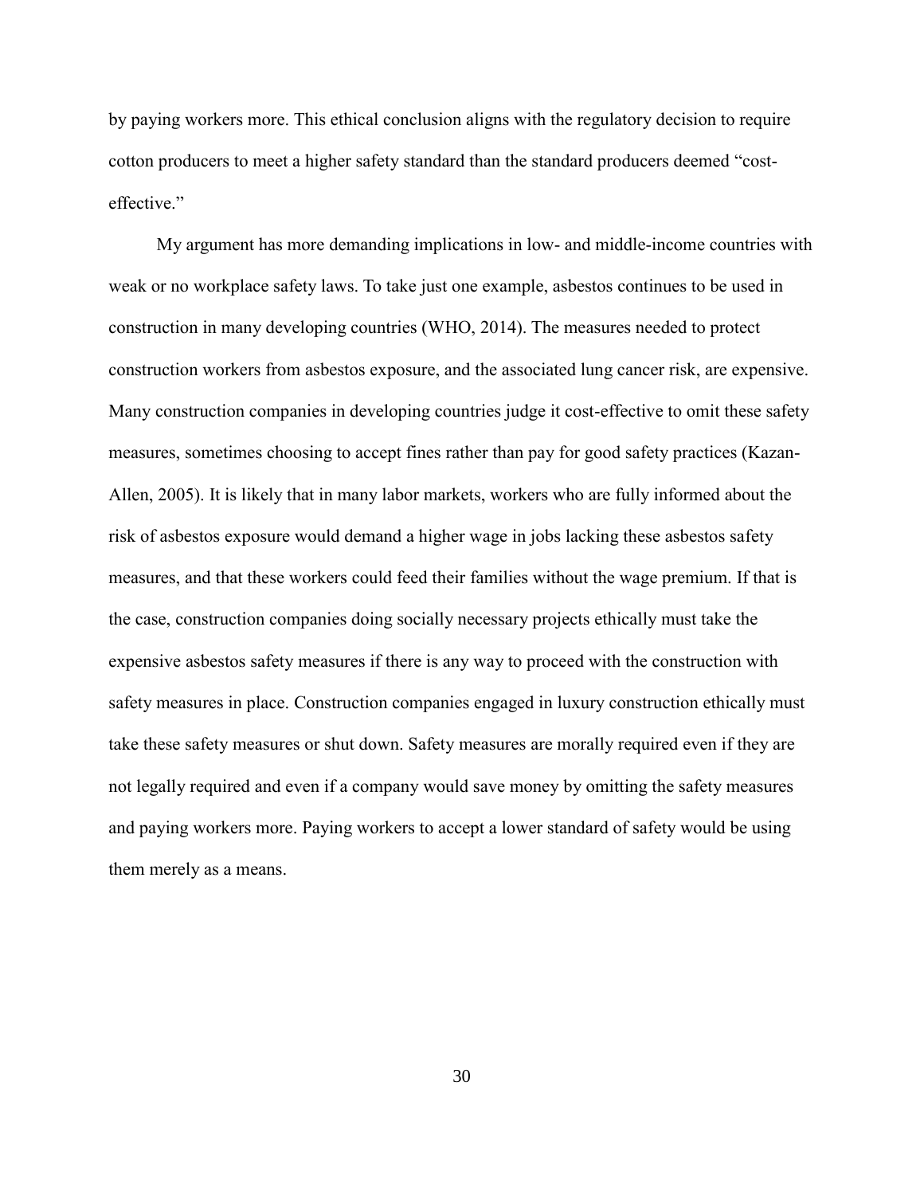by paying workers more. This ethical conclusion aligns with the regulatory decision to require cotton producers to meet a higher safety standard than the standard producers deemed "cost-effective."

My argument has more demanding implications in low- and middle-income countries with weak or no workplace safety laws. To take just one example, asbestos continues to be used in construction in many developing countries (WHO, 2014). The measures needed to protect construction workers from asbestos exposure, and the associated lung cancer risk, are expensive. Many construction companies in developing countries judge it cost-effective to omit these safety measures, sometimes choosing to accept fines rather than pay for good safety practices (Kazan-Allen, 2005). It is likely that in many labor markets, workers who are fully informed about the risk of asbestos exposure would demand a higher wage in jobs lacking these asbestos safety measures, and that these workers could feed their families without the wage premium. If that is the case, construction companies doing socially necessary projects ethically must take the expensive asbestos safety measures if there is any way to proceed with the construction with safety measures in place. Construction companies engaged in luxury construction ethically must take these safety measures or shut down. Safety measures are morally required even if they are not legally required and even if a company would save money by omitting the safety measures and paying workers more. Paying workers to accept a lower standard of safety would be using them merely as a means.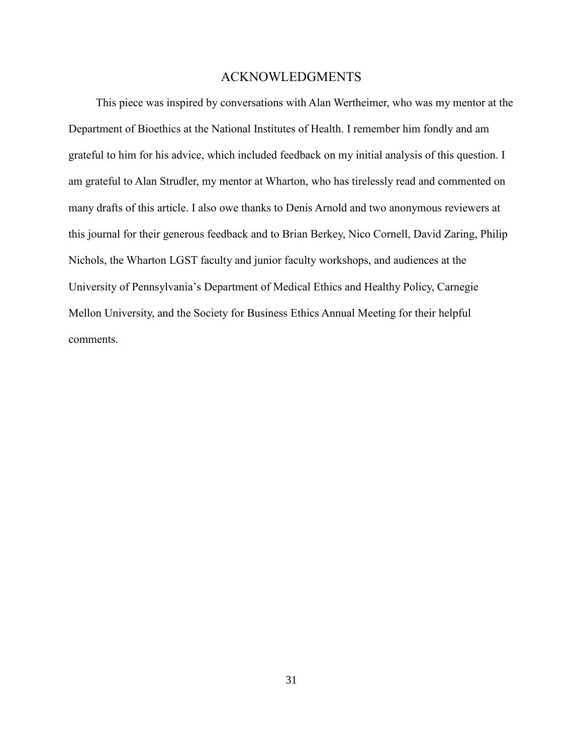## ACKNOWLEDGMENTS

This piece was inspired by conversations with Alan Wertheimer, who was my mentor at the Department of Bioethics at the National Institutes of Health. I remember him fondly and am grateful to him for his advice, which included feedback on my initial analysis of this question. I am grateful to Alan Strudler, my mentor at Wharton, who has tirelessly read and commented on many drafts of this article. I also owe thanks to Denis Arnold and two anonymous reviewers at this journal for their generous feedback and to Brian Berkey, Nico Cornell, David Zaring, Philip Nichols, the Wharton LGST faculty and junior faculty workshops, and audiences at the University of Pennsylvania's Department of Medical Ethics and Healthy Policy, Carnegie Mellon University, and the Society for Business Ethics Annual Meeting for their helpful comments.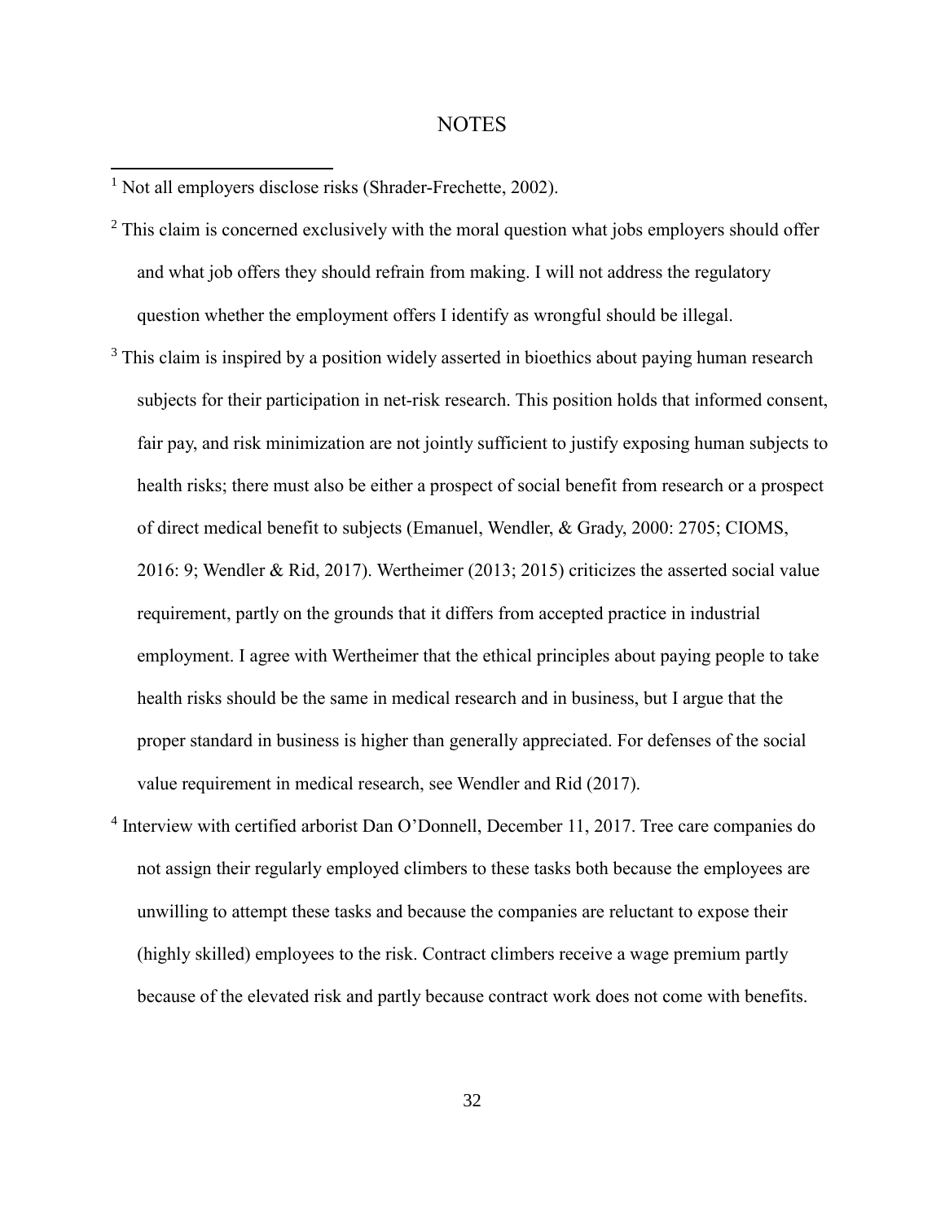# NOTES

[1] Not all employers disclose risks (Shrader-Frechette, 2002).

[2] This claim is concerned exclusively with the moral question what jobs employers should offer and what job offers they should refrain from making. I will not address the regulatory question whether the employment offers I identify as wrongful should be illegal.

[3] This claim is inspired by a position widely asserted in bioethics about paying human research subjects for their participation in net-risk research. This position holds that informed consent, fair pay, and risk minimization are not jointly sufficient to justify exposing human subjects to health risks; there must also be either a prospect of social benefit from research or a prospect of direct medical benefit to subjects (Emanuel, Wendler, & Grady, 2000: 2705; CIOMS, 2016: 9; Wendler & Rid, 2017). Wertheimer (2013; 2015) criticizes the asserted social value requirement, partly on the grounds that it differs from accepted practice in industrial employment. I agree with Wertheimer that the ethical principles about paying people to take health risks should be the same in medical research and in business, but I argue that the proper standard in business is higher than generally appreciated. For defenses of the social value requirement in medical research, see Wendler and Rid (2017).

[4] Interview with certified arborist Dan O'Donnell, December 11, 2017. Tree care companies do not assign their regularly employed climbers to these tasks both because the employees are unwilling to attempt these tasks and because the companies are reluctant to expose their (highly skilled) employees to the risk. Contract climbers receive a wage premium partly because of the elevated risk and partly because contract work does not come with benefits.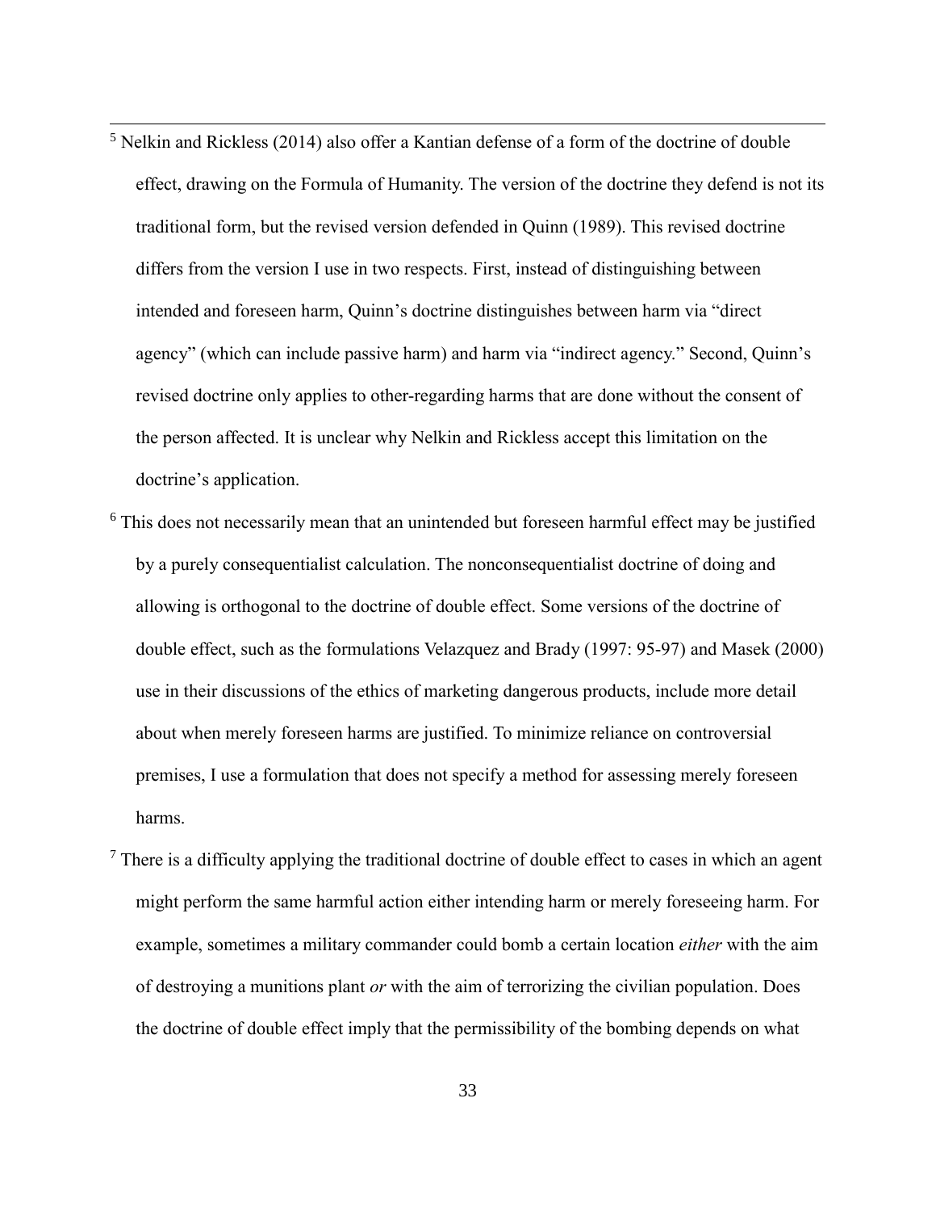[5] Nelkin and Rickless (2014) also offer a Kantian defense of a form of the doctrine of double effect, drawing on the Formula of Humanity. The version of the doctrine they defend is not its traditional form, but the revised version defended in Quinn (1989). This revised doctrine differs from the version I use in two respects. First, instead of distinguishing between intended and foreseen harm, Quinn's doctrine distinguishes between harm via "direct agency" (which can include passive harm) and harm via "indirect agency." Second, Quinn's revised doctrine only applies to other-regarding harms that are done without the consent of the person affected. It is unclear why Nelkin and Rickless accept this limitation on the doctrine's application.

[6] This does not necessarily mean that an unintended but foreseen harmful effect may be justified by a purely consequentialist calculation. The nonconsequentialist doctrine of doing and allowing is orthogonal to the doctrine of double effect. Some versions of the doctrine of double effect, such as the formulations Velazquez and Brady (1997: 95-97) and Masek (2000) use in their discussions of the ethics of marketing dangerous products, include more detail about when merely foreseen harms are justified. To minimize reliance on controversial premises, I use a formulation that does not specify a method for assessing merely foreseen harms.

[7] There is a difficulty applying the traditional doctrine of double effect to cases in which an agent might perform the same harmful action either intending harm or merely foreseeing harm. For example, sometimes a military commander could bomb a certain location *either* with the aim of destroying a munitions plant *or* with the aim of terrorizing the civilian population. Does the doctrine of double effect imply that the permissibility of the bombing depends on what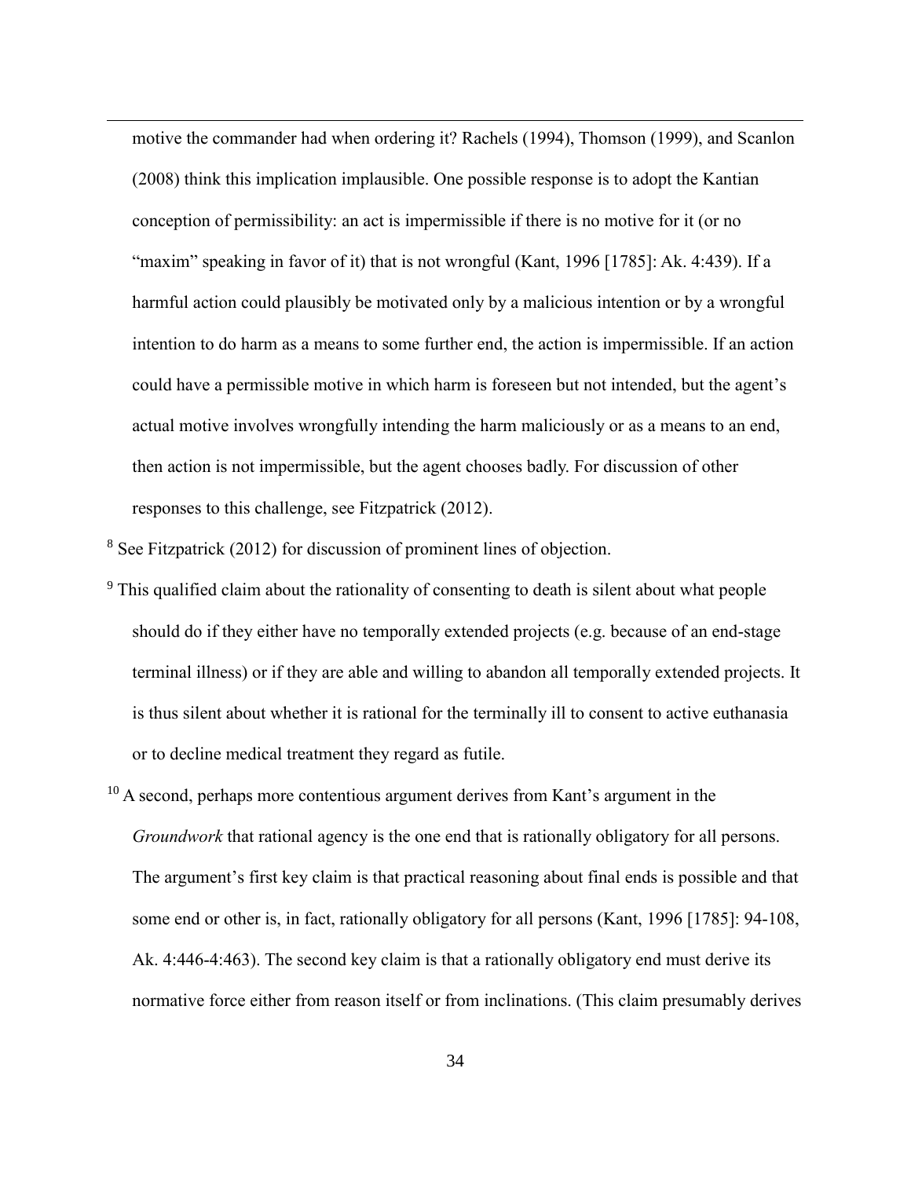motive the commander had when ordering it? Rachels (1994), Thomson (1999), and Scanlon (2008) think this implication implausible. One possible response is to adopt the Kantian conception of permissibility: an act is impermissible if there is no motive for it (or no "maxim" speaking in favor of it) that is not wrongful (Kant, 1996 [1785]: Ak. 4:439). If a harmful action could plausibly be motivated only by a malicious intention or by a wrongful intention to do harm as a means to some further end, the action is impermissible. If an action could have a permissible motive in which harm is foreseen but not intended, but the agent's actual motive involves wrongfully intending the harm maliciously or as a means to an end, then action is not impermissible, but the agent chooses badly. For discussion of other responses to this challenge, see Fitzpatrick (2012).

[8] See Fitzpatrick (2012) for discussion of prominent lines of objection.

[9] This qualified claim about the rationality of consenting to death is silent about what people should do if they either have no temporally extended projects (e.g. because of an end-stage terminal illness) or if they are able and willing to abandon all temporally extended projects. It is thus silent about whether it is rational for the terminally ill to consent to active euthanasia or to decline medical treatment they regard as futile.

[10] A second, perhaps more contentious argument derives from Kant's argument in the *Groundwork* that rational agency is the one end that is rationally obligatory for all persons. The argument's first key claim is that practical reasoning about final ends is possible and that some end or other is, in fact, rationally obligatory for all persons (Kant, 1996 [1785]: 94-108, Ak. 4:446-4:463). The second key claim is that a rationally obligatory end must derive its normative force either from reason itself or from inclinations. (This claim presumably derives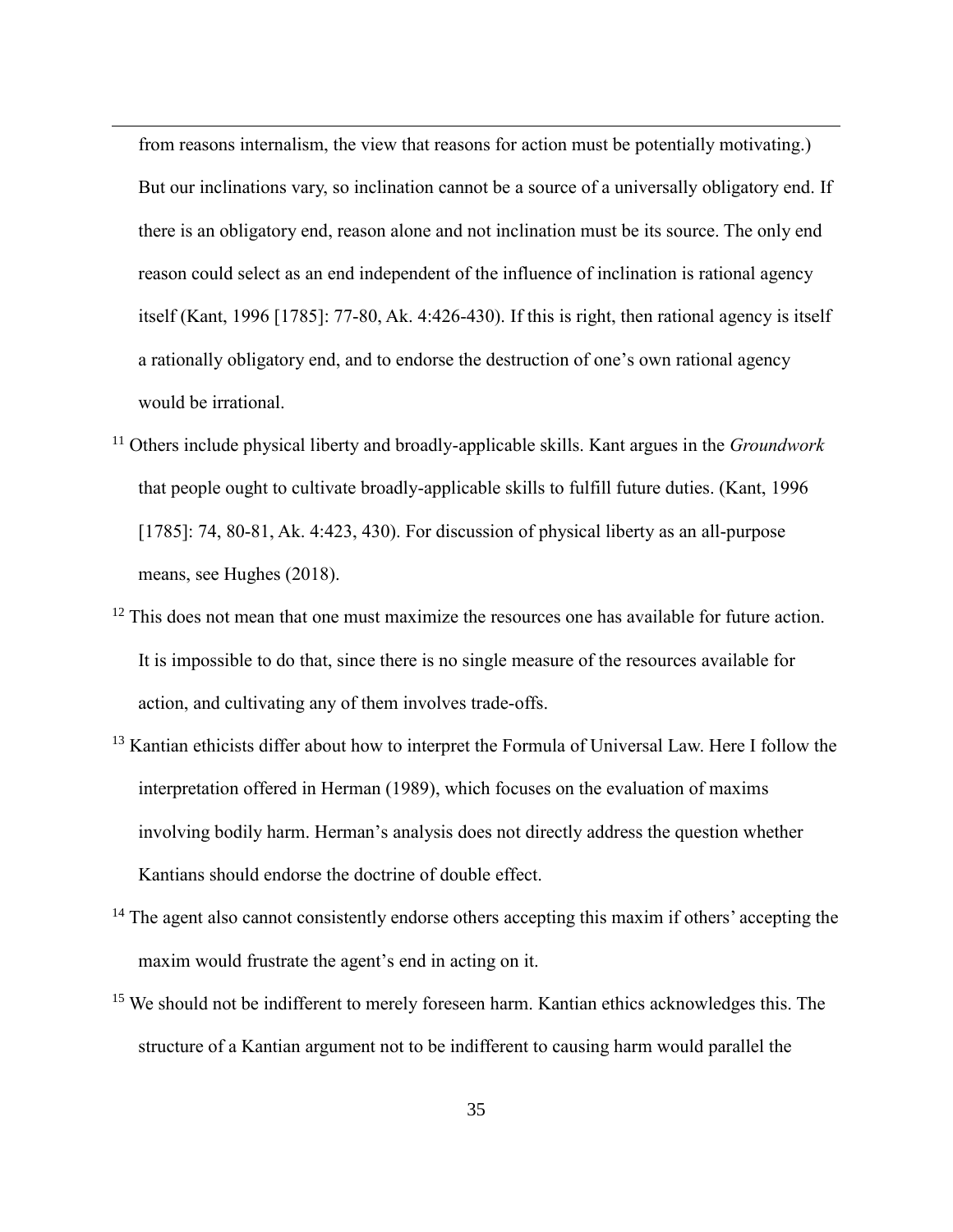from reasons internalism, the view that reasons for action must be potentially motivating.) But our inclinations vary, so inclination cannot be a source of a universally obligatory end. If there is an obligatory end, reason alone and not inclination must be its source. The only end reason could select as an end independent of the influence of inclination is rational agency itself (Kant, 1996 [1785]: 77-80, Ak. 4:426-430). If this is right, then rational agency is itself a rationally obligatory end, and to endorse the destruction of one's own rational agency would be irrational.

[11] Others include physical liberty and broadly-applicable skills. Kant argues in the *Groundwork* that people ought to cultivate broadly-applicable skills to fulfill future duties. (Kant, 1996 [1785]: 74, 80-81, Ak. 4:423, 430). For discussion of physical liberty as an all-purpose means, see Hughes (2018).

[12] This does not mean that one must maximize the resources one has available for future action. It is impossible to do that, since there is no single measure of the resources available for action, and cultivating any of them involves trade-offs.

[13] Kantian ethicists differ about how to interpret the Formula of Universal Law. Here I follow the interpretation offered in Herman (1989), which focuses on the evaluation of maxims involving bodily harm. Herman's analysis does not directly address the question whether Kantians should endorse the doctrine of double effect.

[14] The agent also cannot consistently endorse others accepting this maxim if others' accepting the maxim would frustrate the agent's end in acting on it.

[15] We should not be indifferent to merely foreseen harm. Kantian ethics acknowledges this. The structure of a Kantian argument not to be indifferent to causing harm would parallel the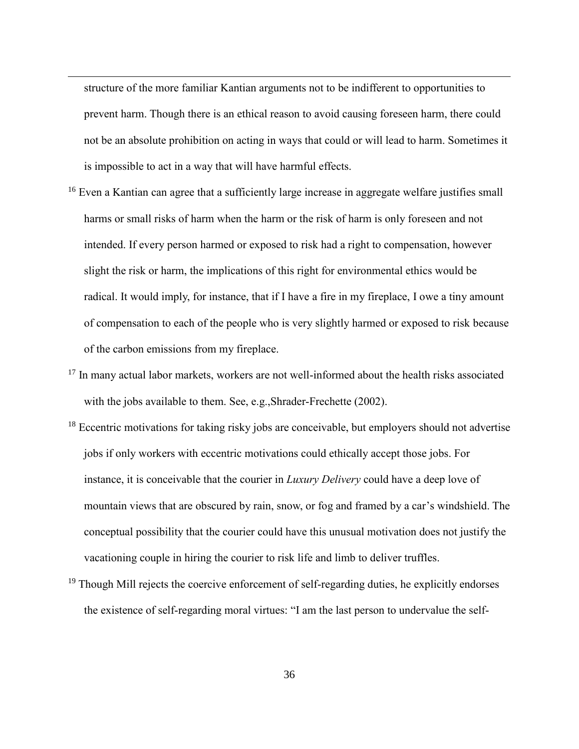structure of the more familiar Kantian arguments not to be indifferent to opportunities to prevent harm. Though there is an ethical reason to avoid causing foreseen harm, there could not be an absolute prohibition on acting in ways that could or will lead to harm. Sometimes it is impossible to act in a way that will have harmful effects.

[16] Even a Kantian can agree that a sufficiently large increase in aggregate welfare justifies small harms or small risks of harm when the harm or the risk of harm is only foreseen and not intended. If every person harmed or exposed to risk had a right to compensation, however slight the risk or harm, the implications of this right for environmental ethics would be radical. It would imply, for instance, that if I have a fire in my fireplace, I owe a tiny amount of compensation to each of the people who is very slightly harmed or exposed to risk because of the carbon emissions from my fireplace.

[17] In many actual labor markets, workers are not well-informed about the health risks associated with the jobs available to them. See, e.g.,Shrader-Frechette (2002).

[18] Eccentric motivations for taking risky jobs are conceivable, but employers should not advertise jobs if only workers with eccentric motivations could ethically accept those jobs. For instance, it is conceivable that the courier in *Luxury Delivery* could have a deep love of mountain views that are obscured by rain, snow, or fog and framed by a car's windshield. The conceptual possibility that the courier could have this unusual motivation does not justify the vacationing couple in hiring the courier to risk life and limb to deliver truffles.

[19] Though Mill rejects the coercive enforcement of self-regarding duties, he explicitly endorses the existence of self-regarding moral virtues: "I am the last person to undervalue the self-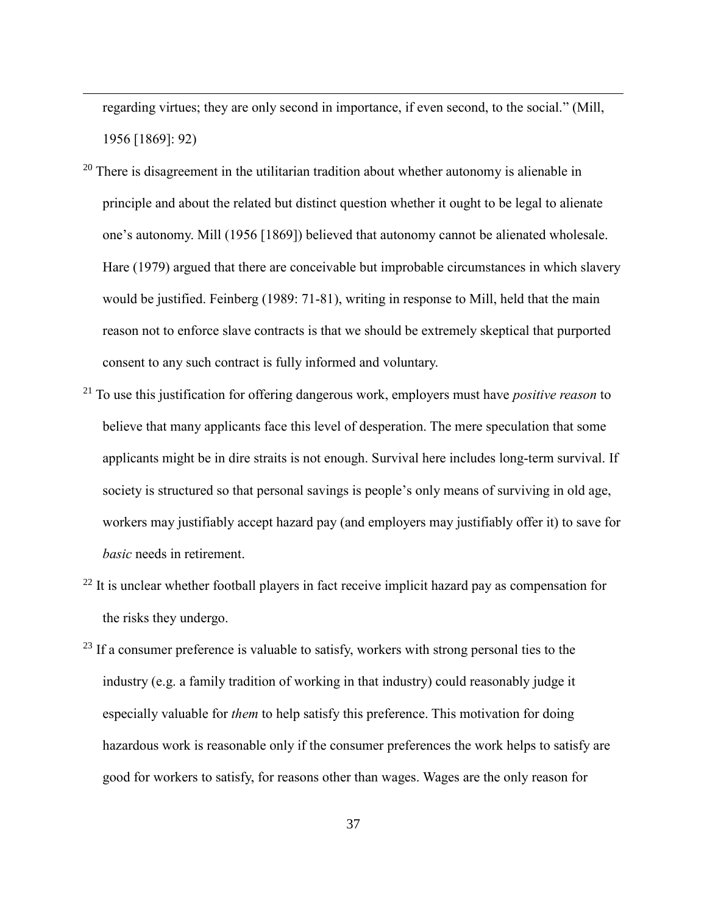regarding virtues; they are only second in importance, if even second, to the social." (Mill, 1956 [1869]: 92)

[20] There is disagreement in the utilitarian tradition about whether autonomy is alienable in principle and about the related but distinct question whether it ought to be legal to alienate one's autonomy. Mill (1956 [1869]) believed that autonomy cannot be alienated wholesale. Hare (1979) argued that there are conceivable but improbable circumstances in which slavery would be justified. Feinberg (1989: 71-81), writing in response to Mill, held that the main reason not to enforce slave contracts is that we should be extremely skeptical that purported consent to any such contract is fully informed and voluntary.

[21] To use this justification for offering dangerous work, employers must have *positive reason* to believe that many applicants face this level of desperation. The mere speculation that some applicants might be in dire straits is not enough. Survival here includes long-term survival. If society is structured so that personal savings is people's only means of surviving in old age, workers may justifiably accept hazard pay (and employers may justifiably offer it) to save for *basic* needs in retirement.

[22] It is unclear whether football players in fact receive implicit hazard pay as compensation for the risks they undergo.

[23] If a consumer preference is valuable to satisfy, workers with strong personal ties to the industry (e.g. a family tradition of working in that industry) could reasonably judge it especially valuable for *them* to help satisfy this preference. This motivation for doing hazardous work is reasonable only if the consumer preferences the work helps to satisfy are good for workers to satisfy, for reasons other than wages. Wages are the only reason for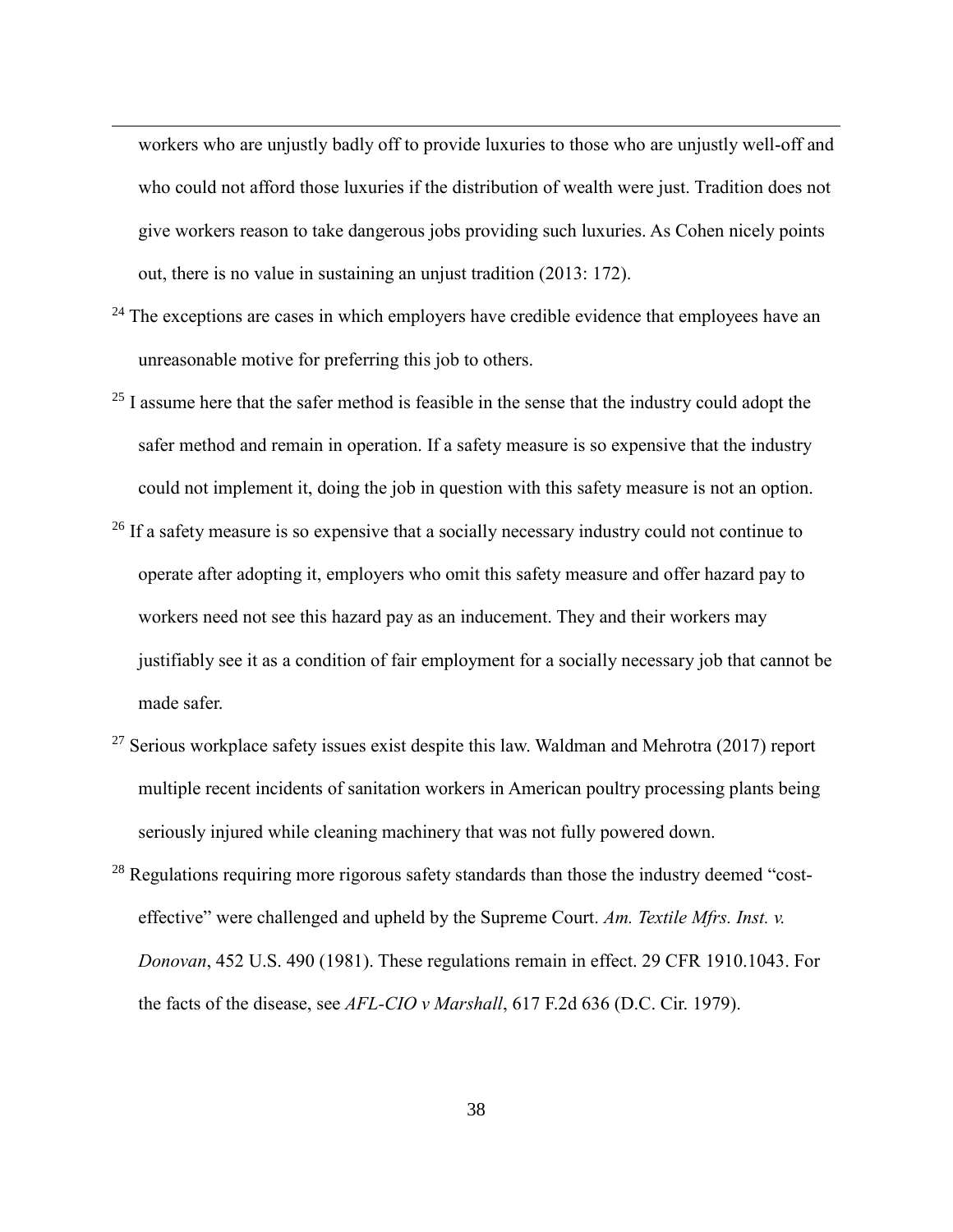workers who are unjustly badly off to provide luxuries to those who are unjustly well-off and who could not afford those luxuries if the distribution of wealth were just. Tradition does not give workers reason to take dangerous jobs providing such luxuries. As Cohen nicely points out, there is no value in sustaining an unjust tradition (2013: 172).

[24] The exceptions are cases in which employers have credible evidence that employees have an unreasonable motive for preferring this job to others.

[25] I assume here that the safer method is feasible in the sense that the industry could adopt the safer method and remain in operation. If a safety measure is so expensive that the industry could not implement it, doing the job in question with this safety measure is not an option.

[26] If a safety measure is so expensive that a socially necessary industry could not continue to operate after adopting it, employers who omit this safety measure and offer hazard pay to workers need not see this hazard pay as an inducement. They and their workers may justifiably see it as a condition of fair employment for a socially necessary job that cannot be made safer.

[27] Serious workplace safety issues exist despite this law. Waldman and Mehrotra (2017) report multiple recent incidents of sanitation workers in American poultry processing plants being seriously injured while cleaning machinery that was not fully powered down.

[28] Regulations requiring more rigorous safety standards than those the industry deemed "cost-effective" were challenged and upheld by the Supreme Court. *Am. Textile Mfrs. Inst. v. Donovan*, 452 U.S. 490 (1981). These regulations remain in effect. 29 CFR 1910.1043. For the facts of the disease, see *AFL-CIO v Marshall*, 617 F.2d 636 (D.C. Cir. 1979).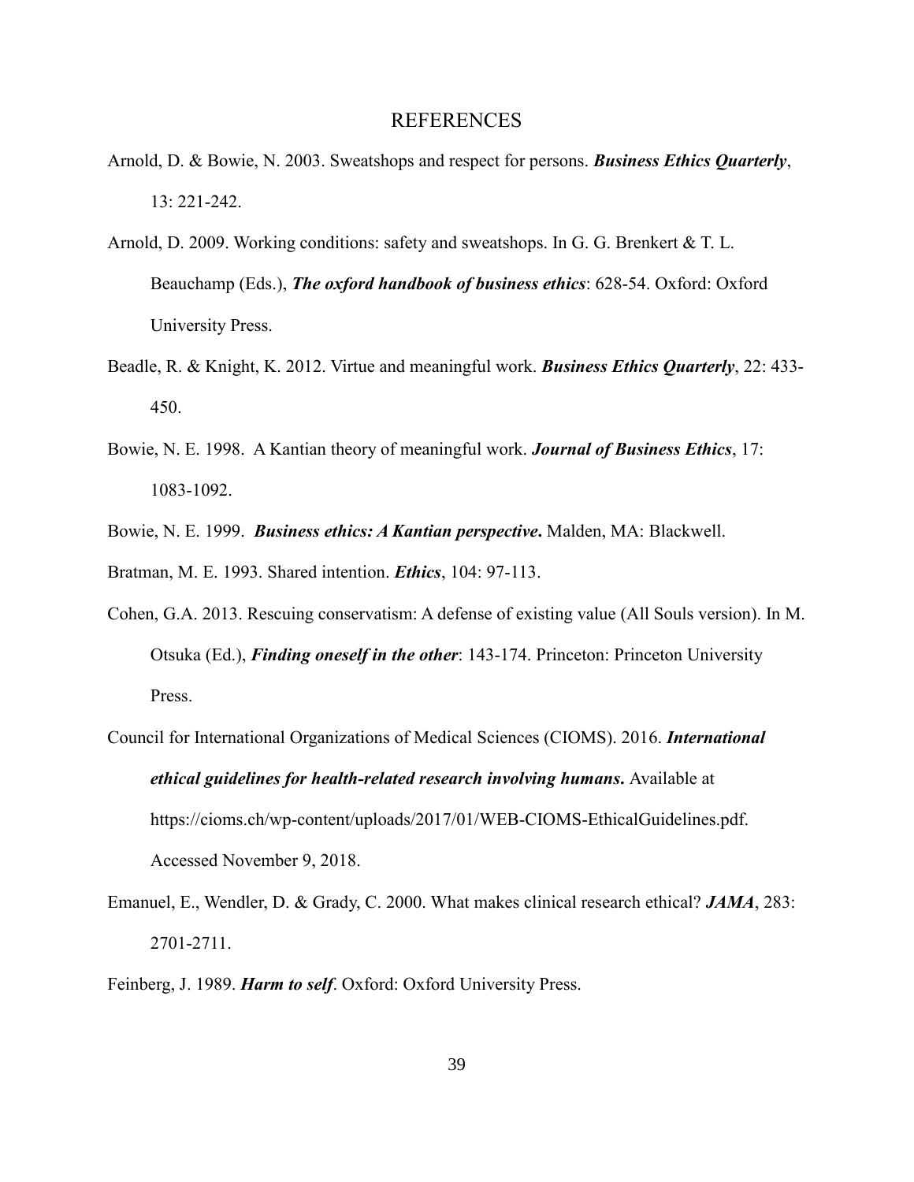# REFERENCES

Arnold, D. & Bowie, N. 2003. Sweatshops and respect for persons. ***Business Ethics Quarterly***, 13: 221-242.

Arnold, D. 2009. Working conditions: safety and sweatshops. In G. G. Brenkert & T. L. Beauchamp (Eds.), ***The oxford handbook of business ethics***: 628-54. Oxford: Oxford University Press.

Beadle, R. & Knight, K. 2012. Virtue and meaningful work. ***Business Ethics Quarterly***, 22: 433-450.

Bowie, N. E. 1998. A Kantian theory of meaningful work. ***Journal of Business Ethics***, 17: 1083-1092.

Bowie, N. E. 1999. ***Business ethics: A Kantian perspective*.** Malden, MA: Blackwell.

Bratman, M. E. 1993. Shared intention. ***Ethics***, 104: 97-113.

Cohen, G.A. 2013. Rescuing conservatism: A defense of existing value (All Souls version). In M. Otsuka (Ed.), ***Finding oneself in the other***: 143-174. Princeton: Princeton University Press.

Council for International Organizations of Medical Sciences (CIOMS). 2016. ***International ethical guidelines for health-related research involving humans*.** Available at https://cioms.ch/wp-content/uploads/2017/01/WEB-CIOMS-EthicalGuidelines.pdf. Accessed November 9, 2018.

Emanuel, E., Wendler, D. & Grady, C. 2000. What makes clinical research ethical? ***JAMA***, 283: 2701-2711.

Feinberg, J. 1989. ***Harm to self***. Oxford: Oxford University Press.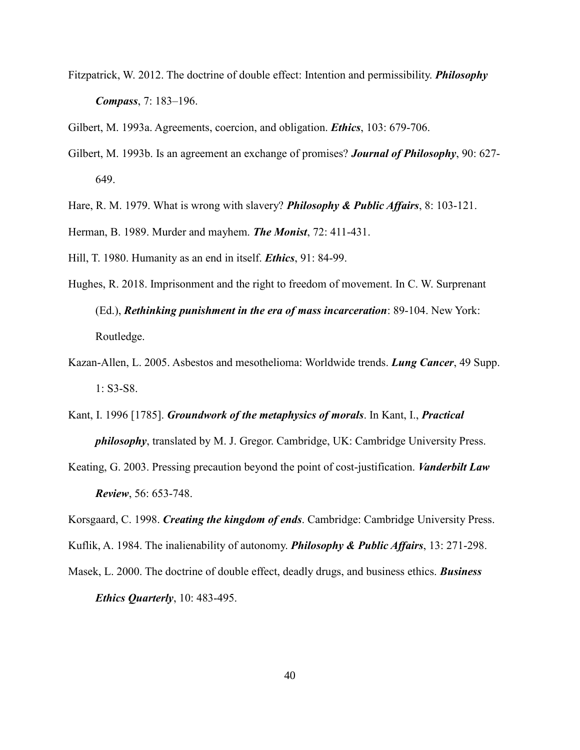Fitzpatrick, W. 2012. The doctrine of double effect: Intention and permissibility. ***Philosophy Compass***, 7: 183–196.

Gilbert, M. 1993a. Agreements, coercion, and obligation. ***Ethics***, 103: 679-706.

Gilbert, M. 1993b. Is an agreement an exchange of promises? ***Journal of Philosophy***, 90: 627-649.

Hare, R. M. 1979. What is wrong with slavery? ***Philosophy & Public Affairs***, 8: 103-121.

Herman, B. 1989. Murder and mayhem. ***The Monist***, 72: 411-431.

Hill, T. 1980. Humanity as an end in itself. ***Ethics***, 91: 84-99.

Hughes, R. 2018. Imprisonment and the right to freedom of movement. In C. W. Surprenant (Ed.), ***Rethinking punishment in the era of mass incarceration***: 89-104. New York: Routledge.

Kazan-Allen, L. 2005. Asbestos and mesothelioma: Worldwide trends. ***Lung Cancer***, 49 Supp. 1: S3-S8.

Kant, I. 1996 [1785]. ***Groundwork of the metaphysics of morals***. In Kant, I., ***Practical philosophy***, translated by M. J. Gregor. Cambridge, UK: Cambridge University Press.

Keating, G. 2003. Pressing precaution beyond the point of cost-justification. ***Vanderbilt Law Review***, 56: 653-748.

Korsgaard, C. 1998. ***Creating the kingdom of ends***. Cambridge: Cambridge University Press.

Kuflik, A. 1984. The inalienability of autonomy. ***Philosophy & Public Affairs***, 13: 271-298.

Masek, L. 2000. The doctrine of double effect, deadly drugs, and business ethics. ***Business Ethics Quarterly***, 10: 483-495.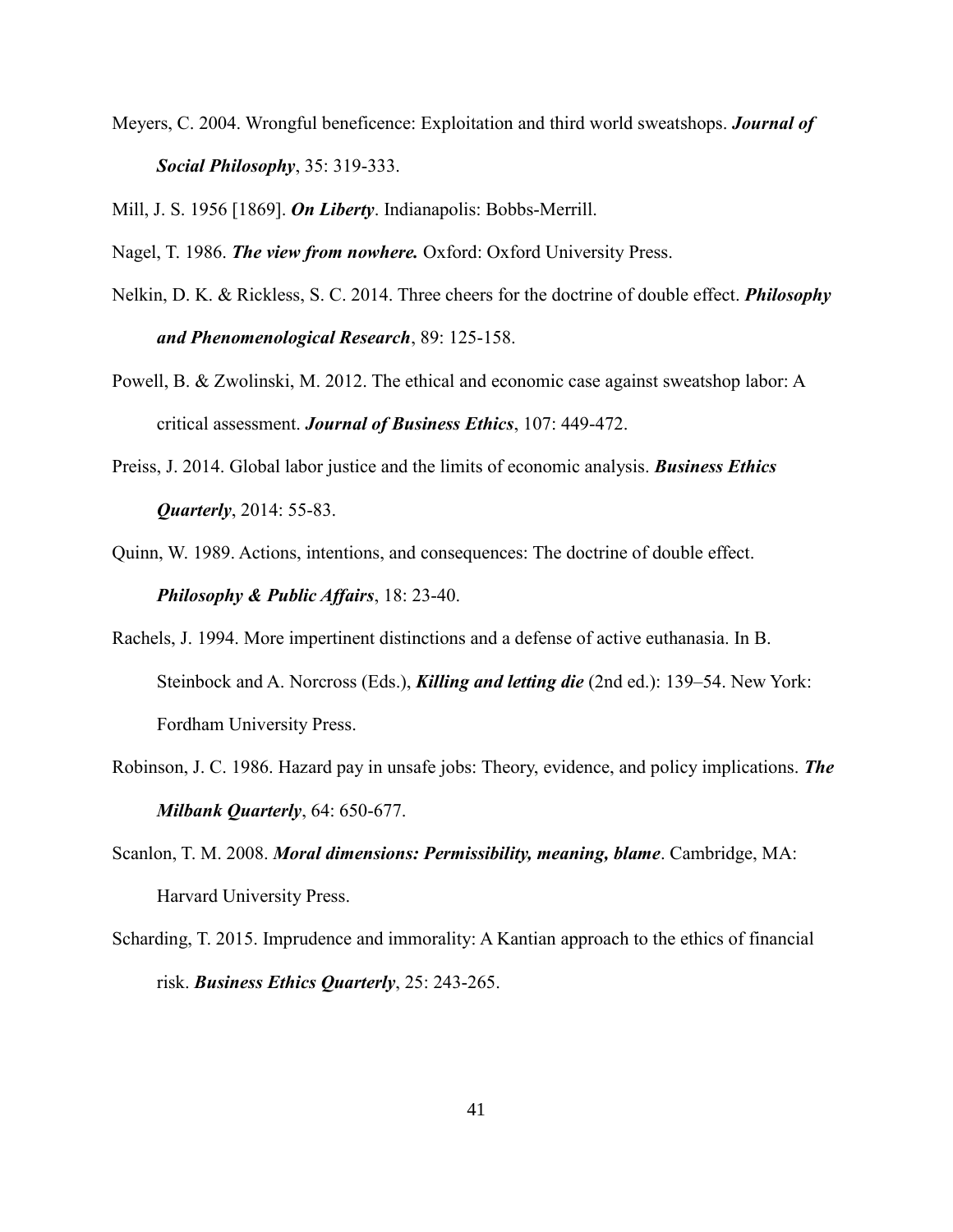Meyers, C. 2004. Wrongful beneficence: Exploitation and third world sweatshops. ***Journal of Social Philosophy***, 35: 319-333.

Mill, J. S. 1956 [1869]. ***On Liberty***. Indianapolis: Bobbs-Merrill.

Nagel, T. 1986. ***The view from nowhere.*** Oxford: Oxford University Press.

Nelkin, D. K. & Rickless, S. C. 2014. Three cheers for the doctrine of double effect. ***Philosophy and Phenomenological Research***, 89: 125-158.

Powell, B. & Zwolinski, M. 2012. The ethical and economic case against sweatshop labor: A critical assessment. ***Journal of Business Ethics***, 107: 449-472.

Preiss, J. 2014. Global labor justice and the limits of economic analysis. ***Business Ethics Quarterly***, 2014: 55-83.

Quinn, W. 1989. Actions, intentions, and consequences: The doctrine of double effect. ***Philosophy & Public Affairs***, 18: 23-40.

Rachels, J. 1994. More impertinent distinctions and a defense of active euthanasia. In B. Steinbock and A. Norcross (Eds.), ***Killing and letting die*** (2nd ed.): 139–54. New York: Fordham University Press.

Robinson, J. C. 1986. Hazard pay in unsafe jobs: Theory, evidence, and policy implications. ***The Milbank Quarterly***, 64: 650-677.

Scanlon, T. M. 2008. ***Moral dimensions: Permissibility, meaning, blame***. Cambridge, MA: Harvard University Press.

Scharding, T. 2015. Imprudence and immorality: A Kantian approach to the ethics of financial risk. ***Business Ethics Quarterly***, 25: 243-265.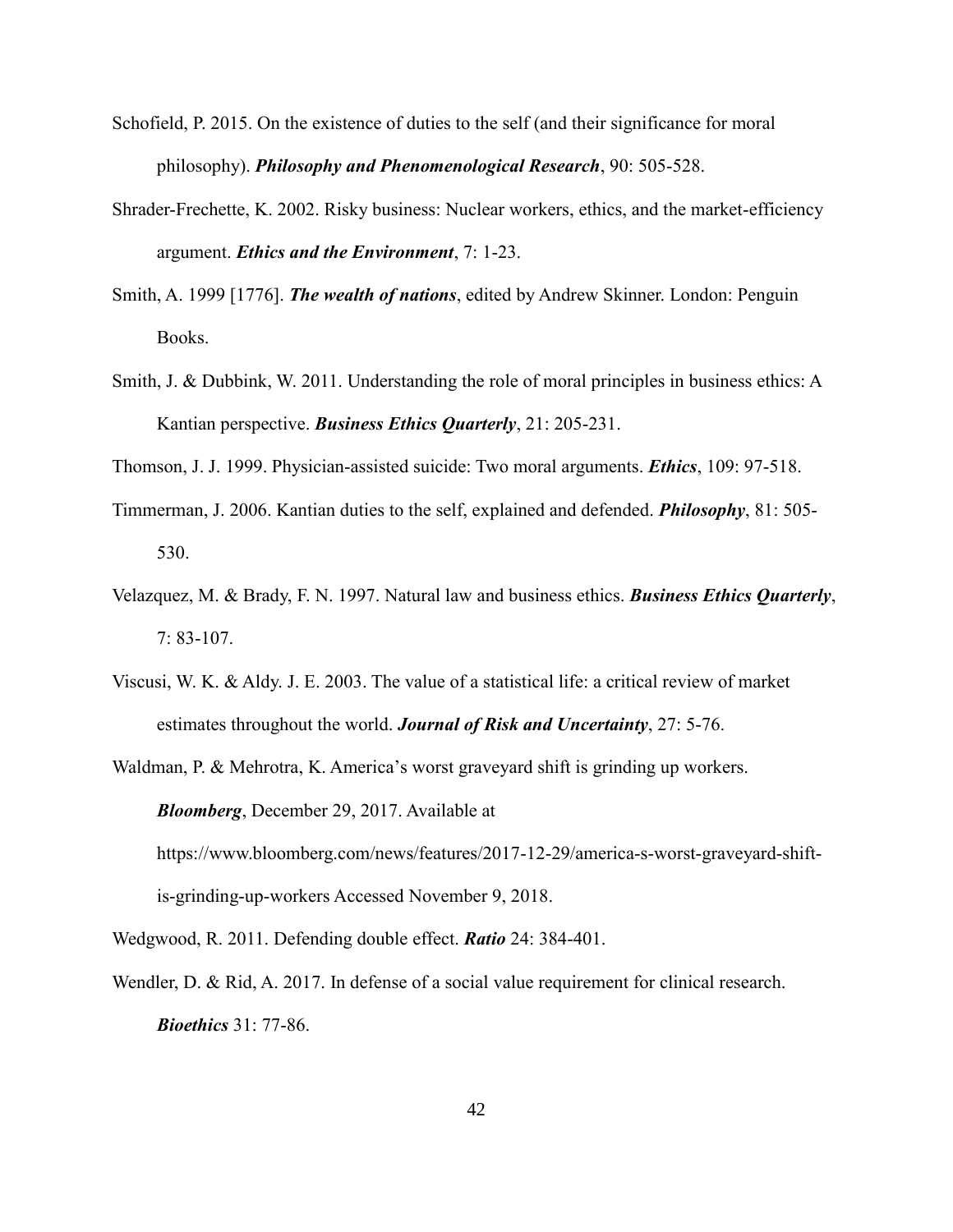Schofield, P. 2015. On the existence of duties to the self (and their significance for moral philosophy). ***Philosophy and Phenomenological Research***, 90: 505-528.

Shrader-Frechette, K. 2002. Risky business: Nuclear workers, ethics, and the market-efficiency argument. ***Ethics and the Environment***, 7: 1-23.

Smith, A. 1999 [1776]. ***The wealth of nations***, edited by Andrew Skinner. London: Penguin Books.

Smith, J. & Dubbink, W. 2011. Understanding the role of moral principles in business ethics: A Kantian perspective. ***Business Ethics Quarterly***, 21: 205-231.

Thomson, J. J. 1999. Physician-assisted suicide: Two moral arguments. ***Ethics***, 109: 97-518.

Timmerman, J. 2006. Kantian duties to the self, explained and defended. ***Philosophy***, 81: 505-530.

Velazquez, M. & Brady, F. N. 1997. Natural law and business ethics. ***Business Ethics Quarterly***, 7: 83-107.

Viscusi, W. K. & Aldy. J. E. 2003. The value of a statistical life: a critical review of market estimates throughout the world. ***Journal of Risk and Uncertainty***, 27: 5-76.

Waldman, P. & Mehrotra, K. America's worst graveyard shift is grinding up workers. ***Bloomberg***, December 29, 2017. Available at https://www.bloomberg.com/news/features/2017-12-29/america-s-worst-graveyard-shift-is-grinding-up-workers Accessed November 9, 2018.

Wedgwood, R. 2011. Defending double effect. ***Ratio*** 24: 384-401.

Wendler, D. & Rid, A. 2017. In defense of a social value requirement for clinical research. ***Bioethics*** 31: 77-86.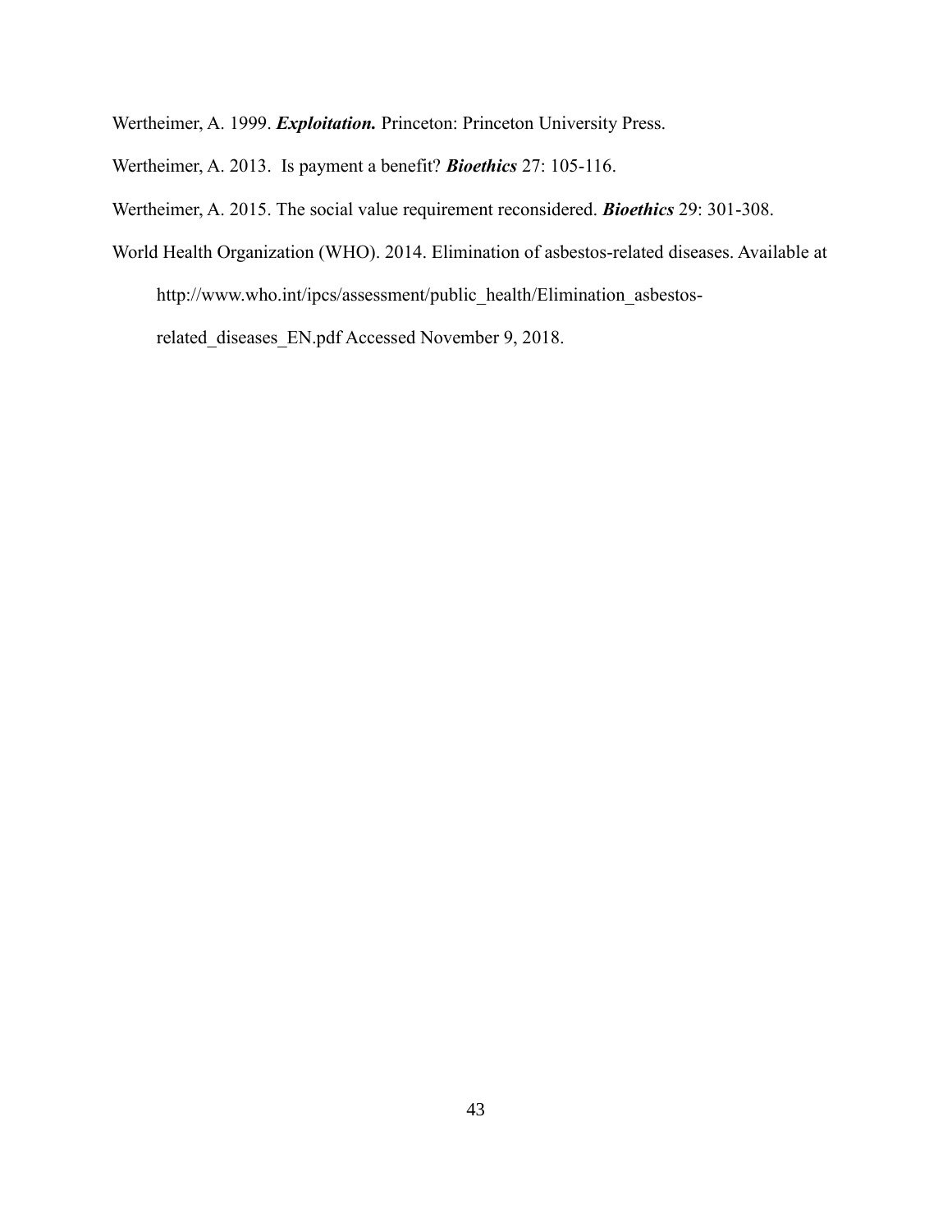Wertheimer, A. 1999. ***Exploitation.*** Princeton: Princeton University Press.

Wertheimer, A. 2013. Is payment a benefit? ***Bioethics*** 27: 105-116.

Wertheimer, A. 2015. The social value requirement reconsidered. ***Bioethics*** 29: 301-308.

World Health Organization (WHO). 2014. Elimination of asbestos-related diseases. Available at http://www.who.int/ipcs/assessment/public_health/Elimination_asbestos-related_diseases_EN.pdf Accessed November 9, 2018.